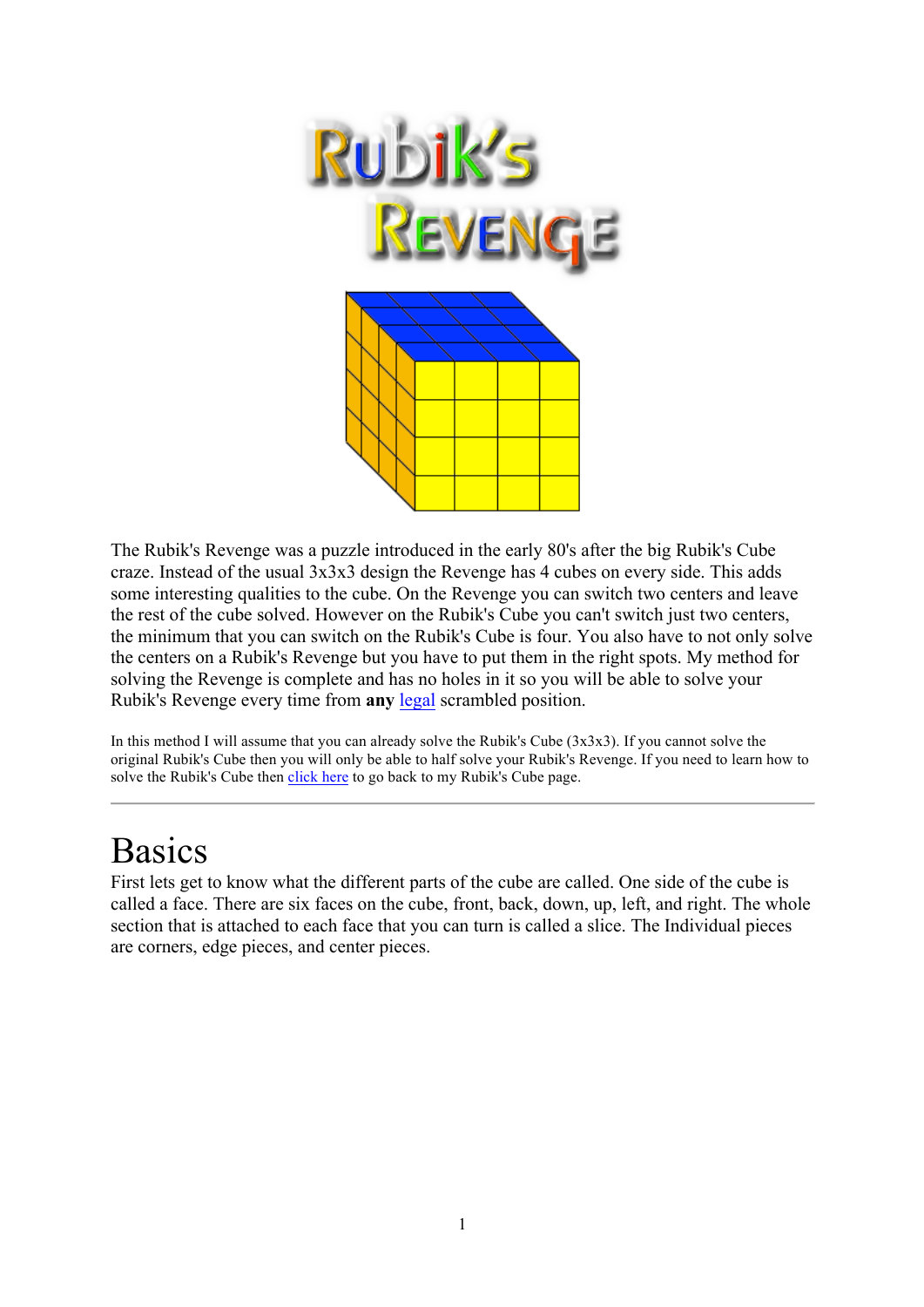# Rubik's Revenge

The Rubik's Revenge was a puzzle introduced in the early 80's after the big Rubik's Cube craze. Instead of the usual 3x3x3 design the Revenge has 4 cubes on every side. This adds some interesting qualities to the cube. On the Revenge you can switch two centers and leave the rest of the cube solved. However on the Rubik's Cube you can't switch just two centers, the minimum that you can switch on the Rubik's Cube is four. You also have to not only solve the centers on a Rubik's Revenge but you have to put them in the right spots. My method for solving the Revenge is complete and has no holes in it so you will be able to solve your Rubik's Revenge every time from **any** legal scrambled position.

In this method I will assume that you can already solve the Rubik's Cube (3x3x3). If you cannot solve the original Rubik's Cube then you will only be able to half solve your Rubik's Revenge. If you need to learn how to solve the Rubik's Cube then click here to go back to my Rubik's Cube page.

---

# Basics

First lets get to know what the different parts of the cube are called. One side of the cube is called a face. There are six faces on the cube, front, back, down, up, left, and right. The whole section that is attached to each face that you can turn is called a slice. The Individual pieces are corners, edge pieces, and center pieces.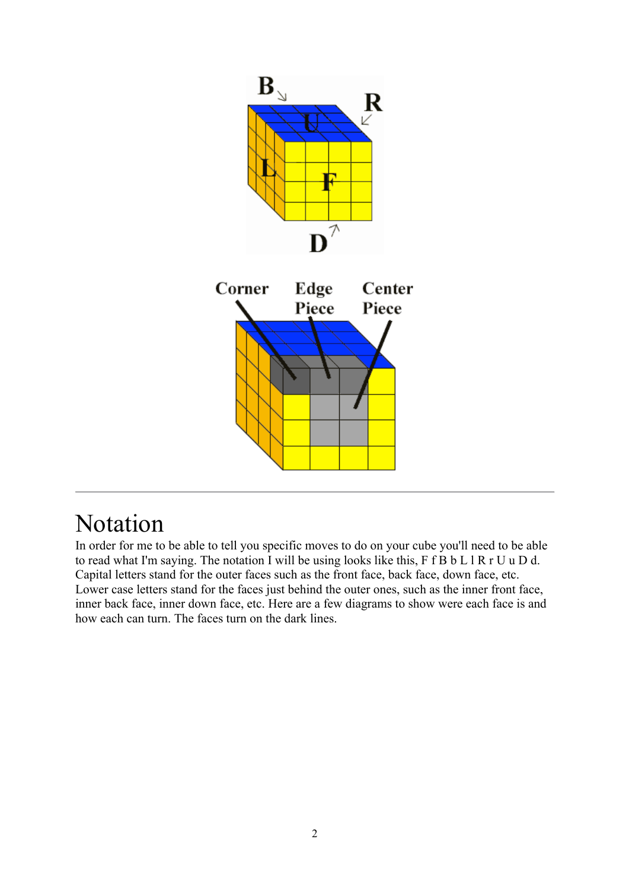# Notation

In order for me to be able to tell you specific moves to do on your cube you'll need to be able to read what I'm saying. The notation I will be using looks like this, F f B b L l R r U u D d. Capital letters stand for the outer faces such as the front face, back face, down face, etc. Lower case letters stand for the faces just behind the outer ones, such as the inner front face, inner back face, inner down face, etc. Here are a few diagrams to show were each face is and how each can turn. The faces turn on the dark lines.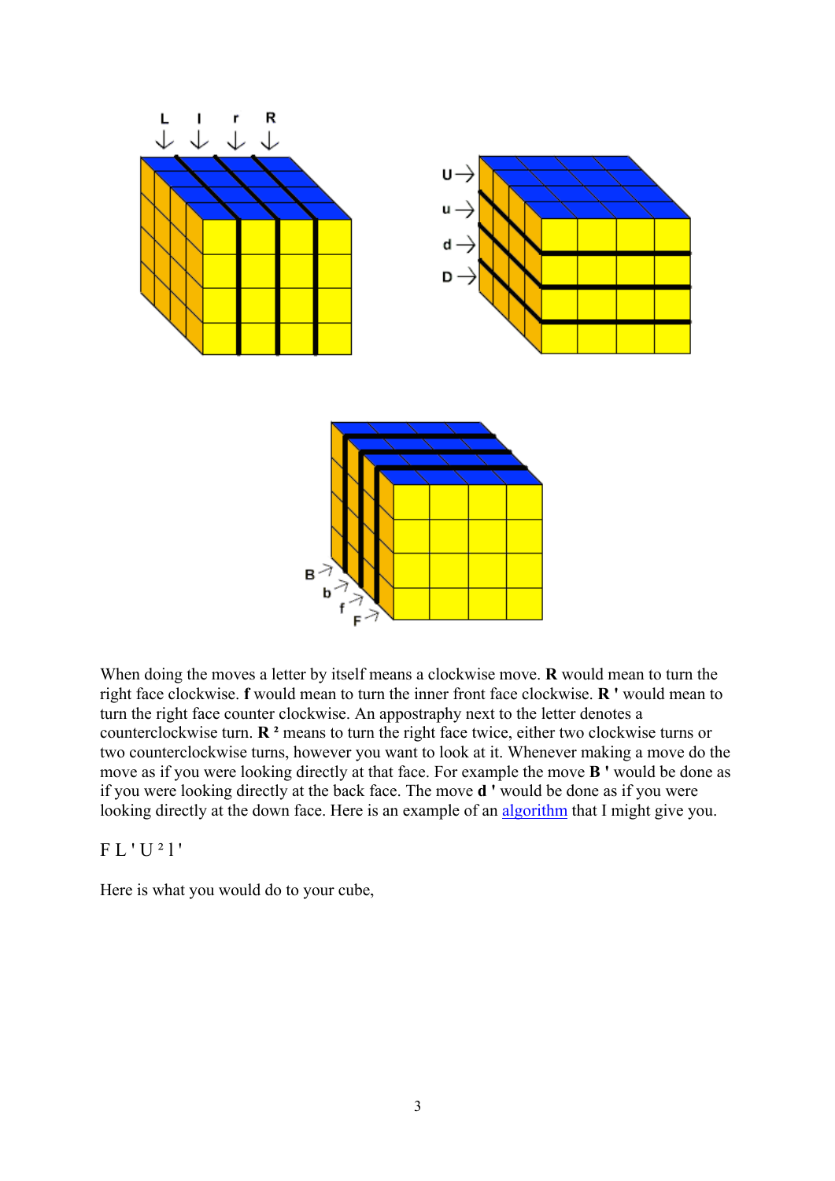When doing the moves a letter by itself means a clockwise move. **R** would mean to turn the right face clockwise. **f** would mean to turn the inner front face clockwise. **R '** would mean to turn the right face counter clockwise. An appostraphy next to the letter denotes a counterclockwise turn. **R ²** means to turn the right face twice, either two clockwise turns or two counterclockwise turns, however you want to look at it. Whenever making a move do the move as if you were looking directly at that face. For example the move **B '** would be done as if you were looking directly at the back face. The move **d '** would be done as if you were looking directly at the down face. Here is an example of an algorithm that I might give you.

F L ' U ² l '

Here is what you would do to your cube,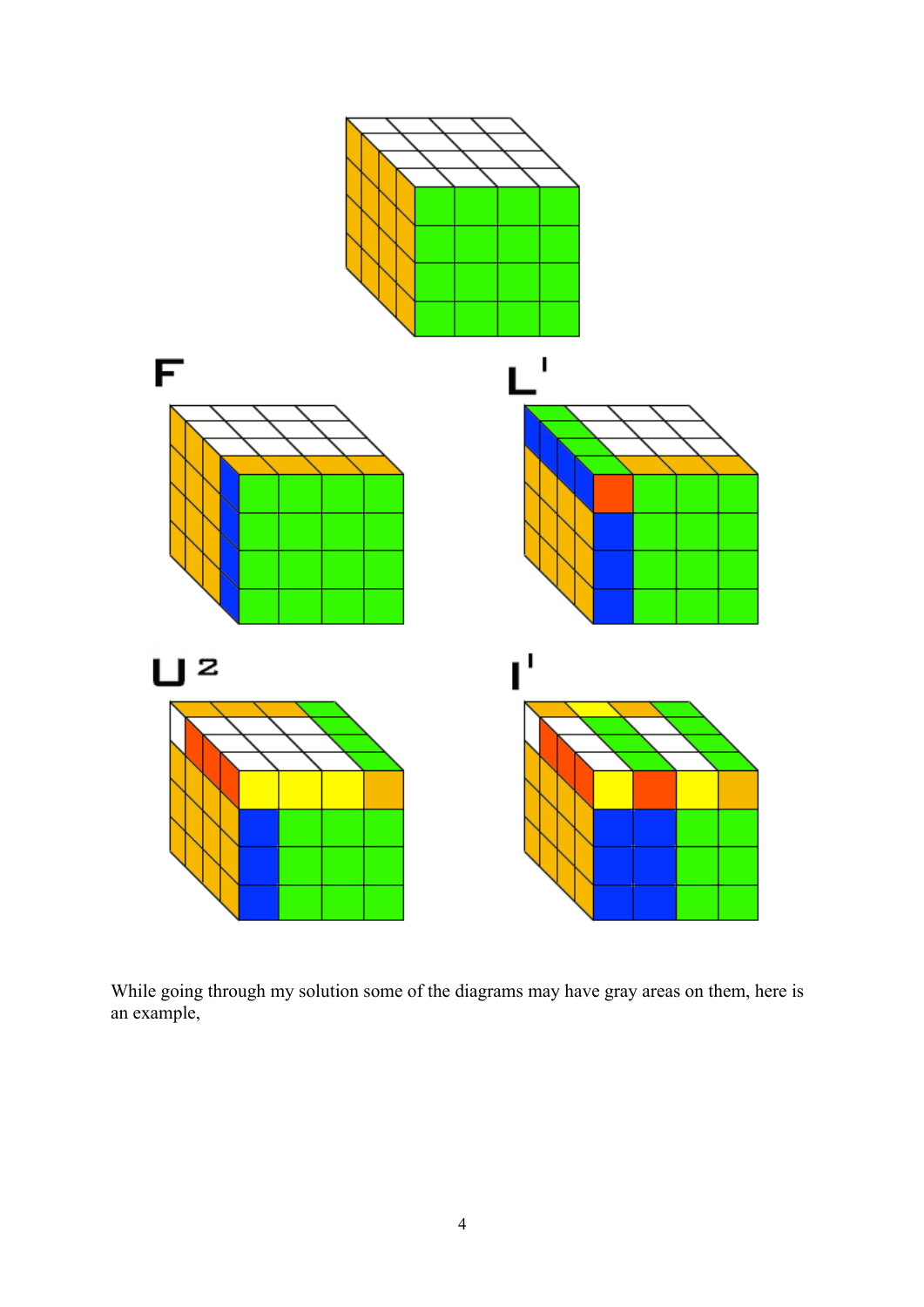F

L'

U 2

l'

While going through my solution some of the diagrams may have gray areas on them, here is an example,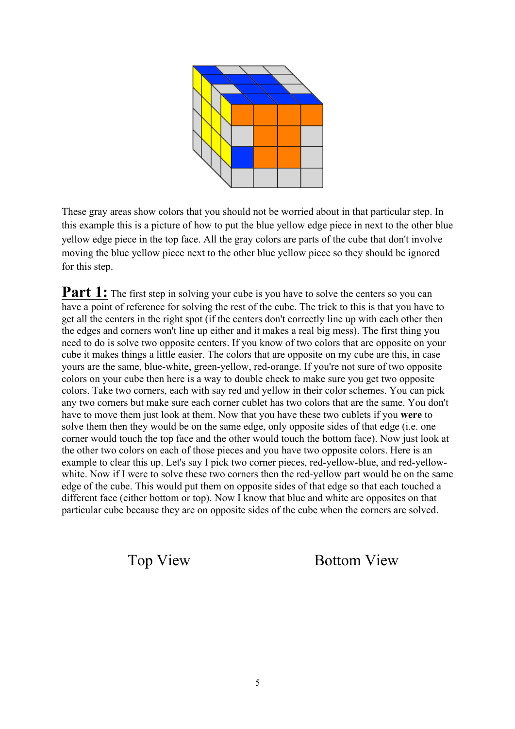These gray areas show colors that you should not be worried about in that particular step. In this example this is a picture of how to put the blue yellow edge piece in next to the other blue yellow edge piece in the top face. All the gray colors are parts of the cube that don't involve moving the blue yellow piece next to the other blue yellow piece so they should be ignored for this step.

**Part 1:** The first step in solving your cube is you have to solve the centers so you can have a point of reference for solving the rest of the cube. The trick to this is that you have to get all the centers in the right spot (if the centers don't correctly line up with each other then the edges and corners won't line up either and it makes a real big mess). The first thing you need to do is solve two opposite centers. If you know of two colors that are opposite on your cube it makes things a little easier. The colors that are opposite on my cube are this, in case yours are the same, blue-white, green-yellow, red-orange. If you're not sure of two opposite colors on your cube then here is a way to double check to make sure you get two opposite colors. Take two corners, each with say red and yellow in their color schemes. You can pick any two corners but make sure each corner cublet has two colors that are the same. You don't have to move them just look at them. Now that you have these two cublets if you **were** to solve them then they would be on the same edge, only opposite sides of that edge (i.e. one corner would touch the top face and the other would touch the bottom face). Now just look at the other two colors on each of those pieces and you have two opposite colors. Here is an example to clear this up. Let's say I pick two corner pieces, red-yellow-blue, and red-yellow-white. Now if I were to solve these two corners then the red-yellow part would be on the same edge of the cube. This would put them on opposite sides of that edge so that each touched a different face (either bottom or top). Now I know that blue and white are opposites on that particular cube because they are on opposite sides of the cube when the corners are solved.

Top View　　　　　　　　Bottom View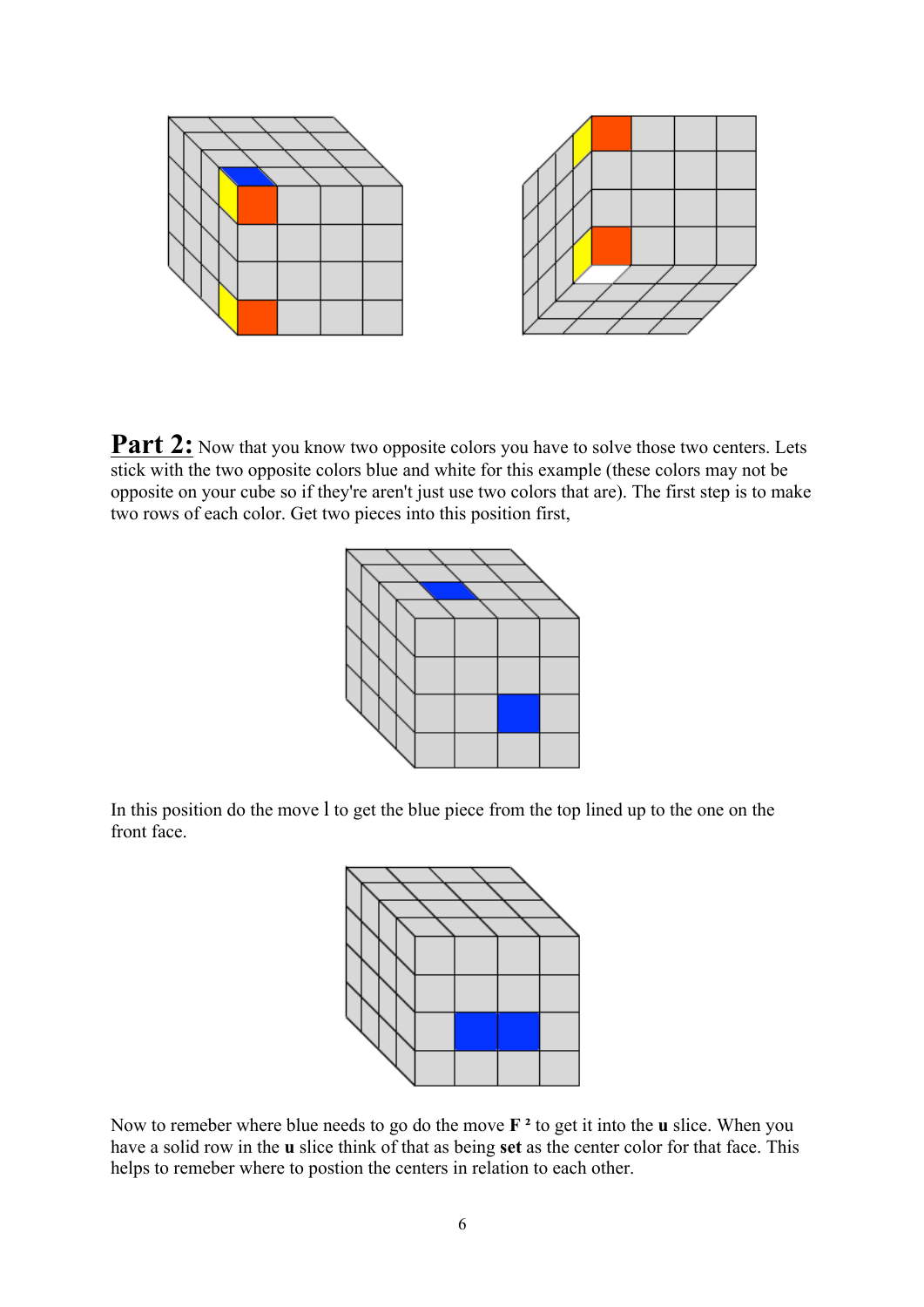**Part 2:** Now that you know two opposite colors you have to solve those two centers. Lets stick with the two opposite colors blue and white for this example (these colors may not be opposite on your cube so if they're aren't just use two colors that are). The first step is to make two rows of each color. Get two pieces into this position first,

In this position do the move l to get the blue piece from the top lined up to the one on the front face.

Now to remeber where blue needs to go do the move **F ²** to get it into the **u** slice. When you have a solid row in the **u** slice think of that as being **set** as the center color for that face. This helps to remeber where to postion the centers in relation to each other.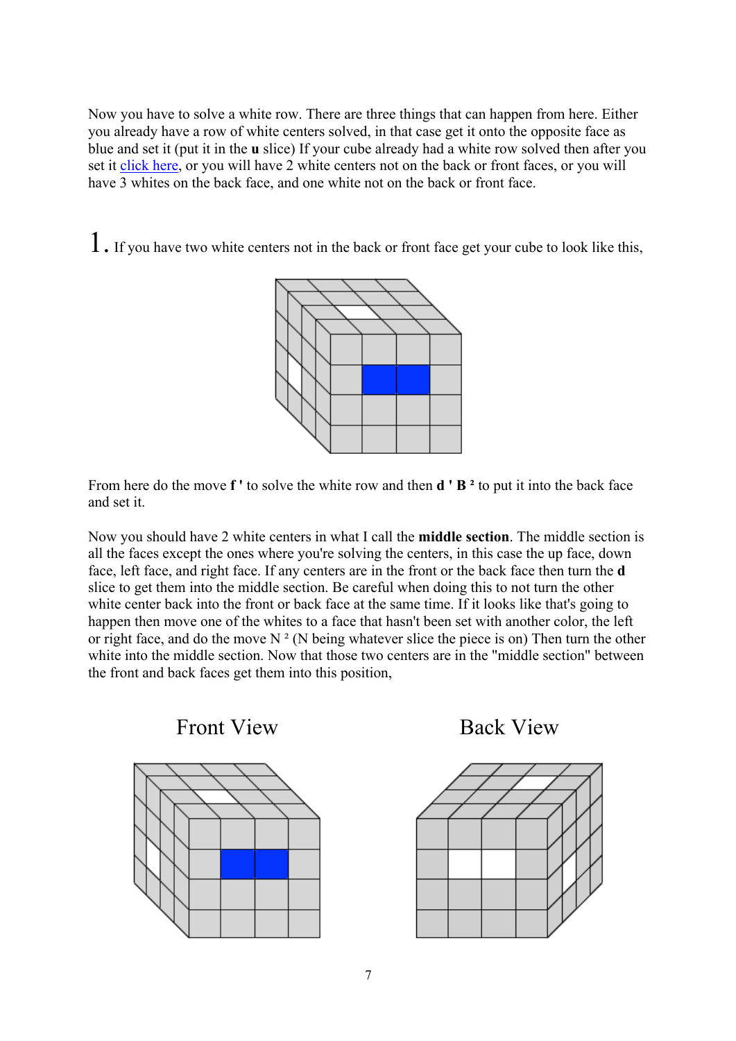Now you have to solve a white row. There are three things that can happen from here. Either you already have a row of white centers solved, in that case get it onto the opposite face as blue and set it (put it in the **u** slice) If your cube already had a white row solved then after you set it click here, or you will have 2 white centers not on the back or front faces, or you will have 3 whites on the back face, and one white not on the back or front face.

1. If you have two white centers not in the back or front face get your cube to look like this,

From here do the move **f '** to solve the white row and then **d ' B ²** to put it into the back face and set it.

Now you should have 2 white centers in what I call the **middle section**. The middle section is all the faces except the ones where you're solving the centers, in this case the up face, down face, left face, and right face. If any centers are in the front or the back face then turn the **d** slice to get them into the middle section. Be careful when doing this to not turn the other white center back into the front or back face at the same time. If it looks like that's going to happen then move one of the whites to a face that hasn't been set with another color, the left or right face, and do the move N ² (N being whatever slice the piece is on) Then turn the other white into the middle section. Now that those two centers are in the "middle section" between the front and back faces get them into this position,

Front View

Back View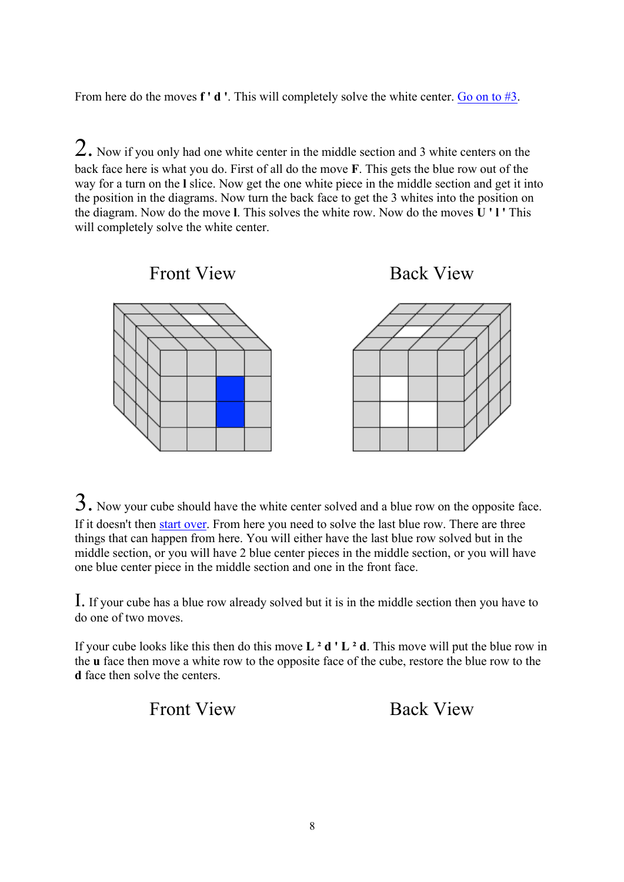From here do the moves **f ' d '**. This will completely solve the white center. Go on to #3.

2. Now if you only had one white center in the middle section and 3 white centers on the back face here is what you do. First of all do the move **F**. This gets the blue row out of the way for a turn on the **l** slice. Now get the one white piece in the middle section and get it into the position in the diagrams. Now turn the back face to get the 3 whites into the position on the diagram. Now do the move **l**. This solves the white row. Now do the moves **U ' l '** This will completely solve the white center.

Front View | Back View

3. Now your cube should have the white center solved and a blue row on the opposite face. If it doesn't then start over. From here you need to solve the last blue row. There are three things that can happen from here. You will either have the last blue row solved but in the middle section, or you will have 2 blue center pieces in the middle section, or you will have one blue center piece in the middle section and one in the front face.

I. If your cube has a blue row already solved but it is in the middle section then you have to do one of two moves.

If your cube looks like this then do this move **L ² d ' L ² d**. This move will put the blue row in the **u** face then move a white row to the opposite face of the cube, restore the blue row to the **d** face then solve the centers.

Front View | Back View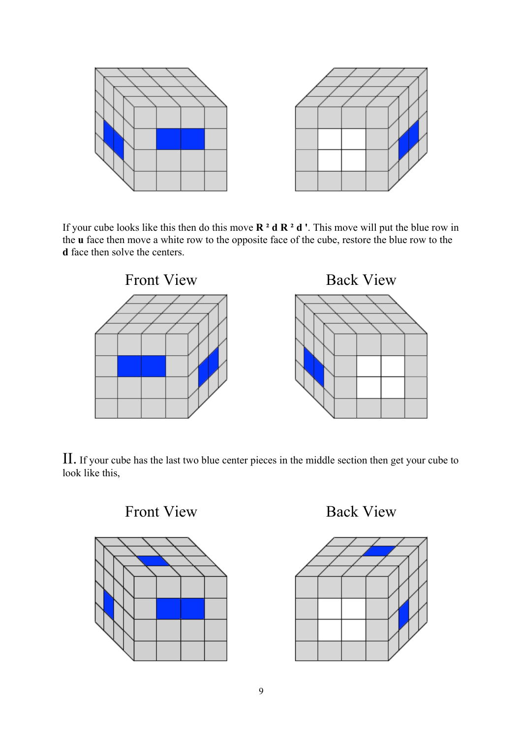If your cube looks like this then do this move **R ² d R ² d '**. This move will put the blue row in the **u** face then move a white row to the opposite face of the cube, restore the blue row to the **d** face then solve the centers.

Front View

Back View

II. If your cube has the last two blue center pieces in the middle section then get your cube to look like this,

Front View

Back View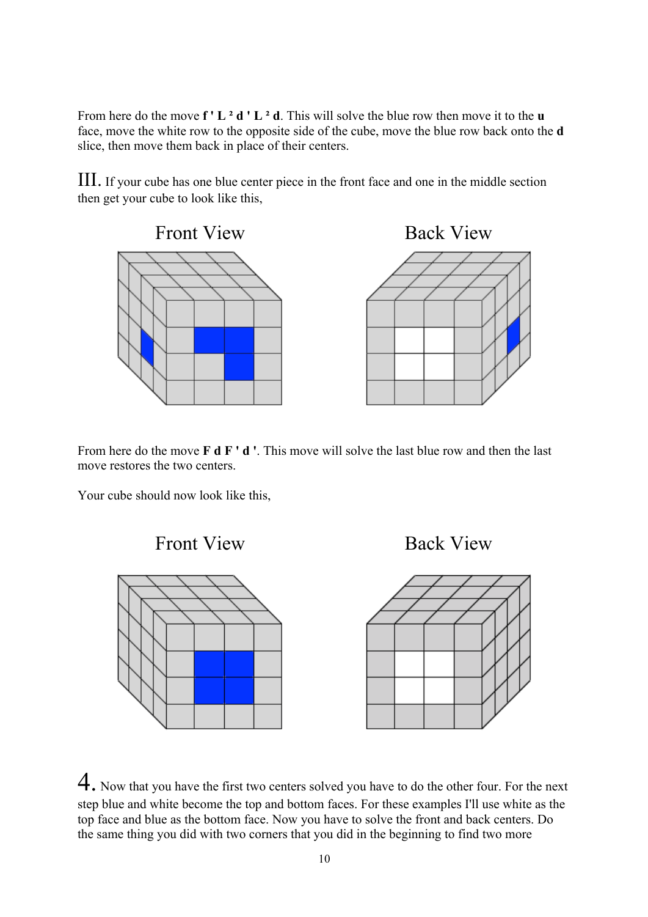From here do the move **f ' L ² d ' L ² d**. This will solve the blue row then move it to the **u** face, move the white row to the opposite side of the cube, move the blue row back onto the **d** slice, then move them back in place of their centers.

III. If your cube has one blue center piece in the front face and one in the middle section then get your cube to look like this,

Front View        Back View

From here do the move **F d F ' d '**. This move will solve the last blue row and then the last move restores the two centers.

Your cube should now look like this,

Front View        Back View

4. Now that you have the first two centers solved you have to do the other four. For the next step blue and white become the top and bottom faces. For these examples I'll use white as the top face and blue as the bottom face. Now you have to solve the front and back centers. Do the same thing you did with two corners that you did in the beginning to find two more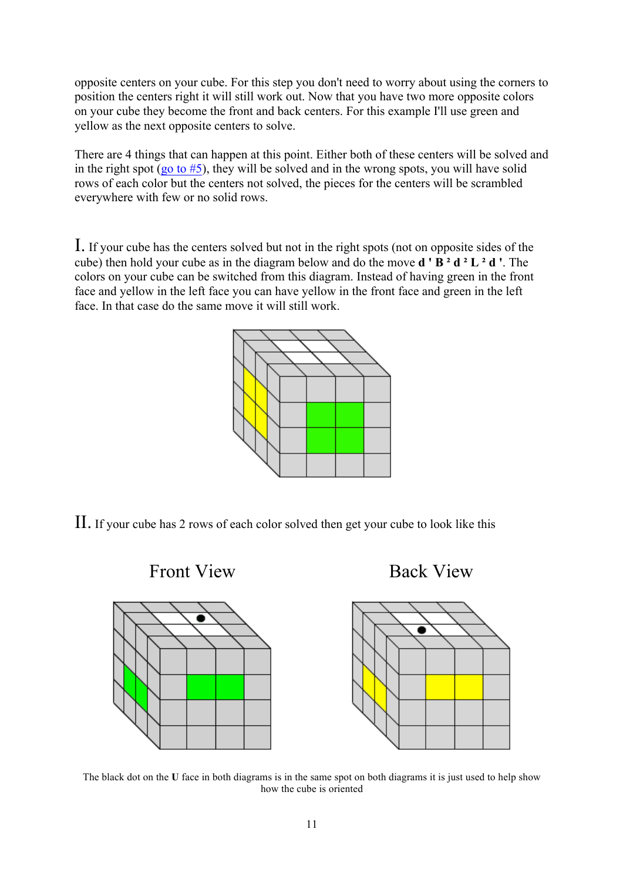opposite centers on your cube. For this step you don't need to worry about using the corners to position the centers right it will still work out. Now that you have two more opposite colors on your cube they become the front and back centers. For this example I'll use green and yellow as the next opposite centers to solve.

There are 4 things that can happen at this point. Either both of these centers will be solved and in the right spot ([go to #5](#)), they will be solved and in the wrong spots, you will have solid rows of each color but the centers not solved, the pieces for the centers will be scrambled everywhere with few or no solid rows.

I. If your cube has the centers solved but not in the right spots (not on opposite sides of the cube) then hold your cube as in the diagram below and do the move **d ' B ² d ² L ² d '**. The colors on your cube can be switched from this diagram. Instead of having green in the front face and yellow in the left face you can have yellow in the front face and green in the left face. In that case do the same move it will still work.

II. If your cube has 2 rows of each color solved then get your cube to look like this

Front View | Back View

The black dot on the **U** face in both diagrams is in the same spot on both diagrams it is just used to help show how the cube is oriented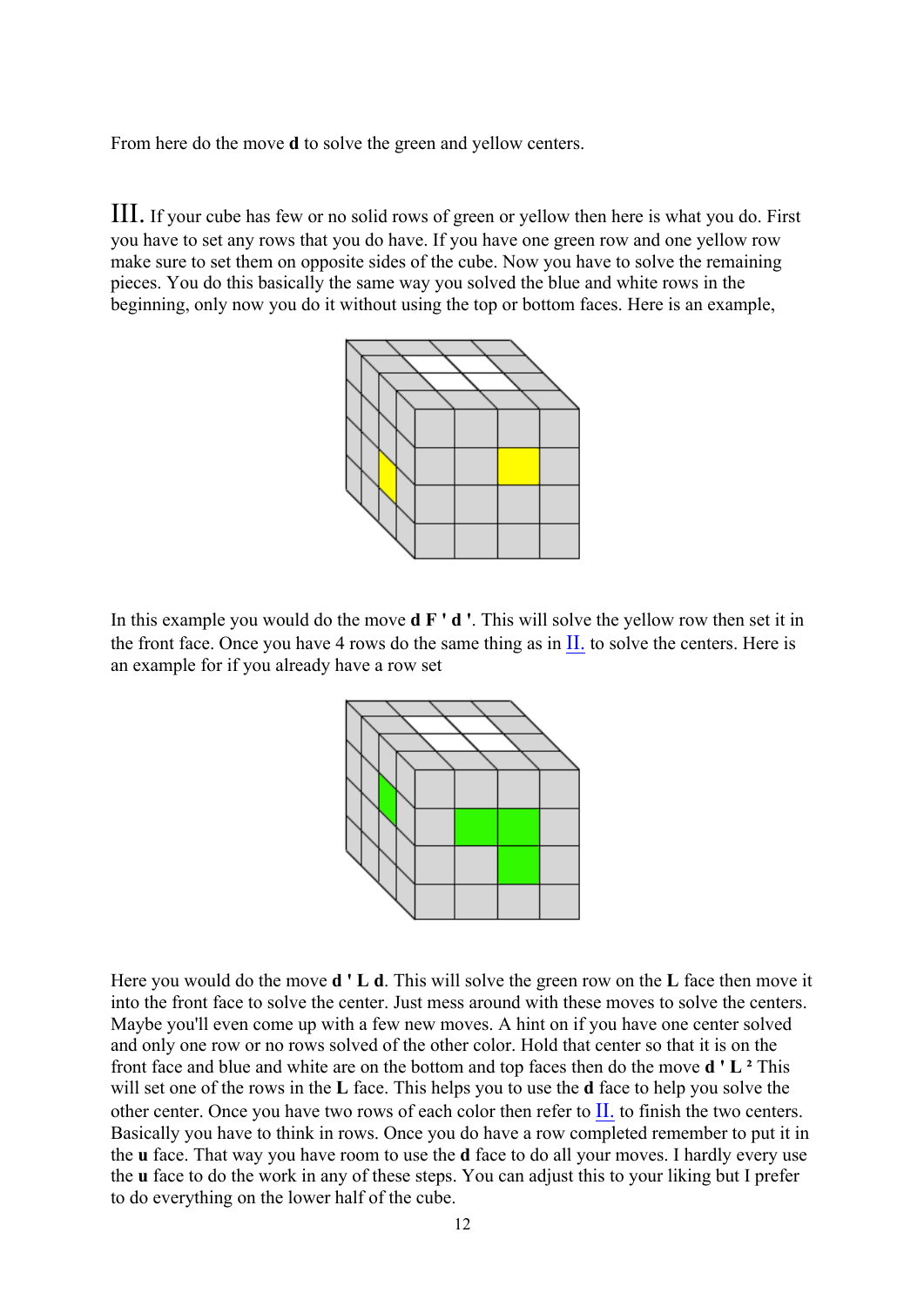From here do the move **d** to solve the green and yellow centers.

III. If your cube has few or no solid rows of green or yellow then here is what you do. First you have to set any rows that you do have. If you have one green row and one yellow row make sure to set them on opposite sides of the cube. Now you have to solve the remaining pieces. You do this basically the same way you solved the blue and white rows in the beginning, only now you do it without using the top or bottom faces. Here is an example,

In this example you would do the move **d F ' d '**. This will solve the yellow row then set it in the front face. Once you have 4 rows do the same thing as in II. to solve the centers. Here is an example for if you already have a row set

Here you would do the move **d ' L d**. This will solve the green row on the **L** face then move it into the front face to solve the center. Just mess around with these moves to solve the centers. Maybe you'll even come up with a few new moves. A hint on if you have one center solved and only one row or no rows solved of the other color. Hold that center so that it is on the front face and blue and white are on the bottom and top faces then do the move **d ' L ²** This will set one of the rows in the **L** face. This helps you to use the **d** face to help you solve the other center. Once you have two rows of each color then refer to II. to finish the two centers. Basically you have to think in rows. Once you do have a row completed remember to put it in the **u** face. That way you have room to use the **d** face to do all your moves. I hardly every use the **u** face to do the work in any of these steps. You can adjust this to your liking but I prefer to do everything on the lower half of the cube.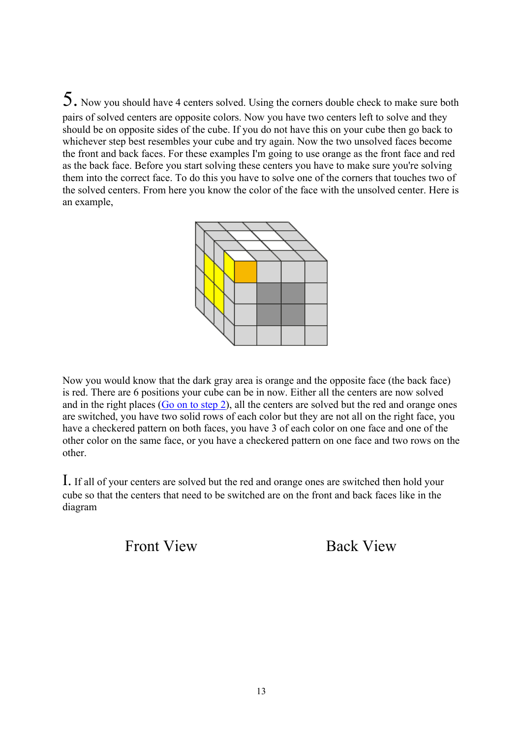5. Now you should have 4 centers solved. Using the corners double check to make sure both pairs of solved centers are opposite colors. Now you have two centers left to solve and they should be on opposite sides of the cube. If you do not have this on your cube then go back to whichever step best resembles your cube and try again. Now the two unsolved faces become the front and back faces. For these examples I'm going to use orange as the front face and red as the back face. Before you start solving these centers you have to make sure you're solving them into the correct face. To do this you have to solve one of the corners that touches two of the solved centers. From here you know the color of the face with the unsolved center. Here is an example,

Now you would know that the dark gray area is orange and the opposite face (the back face) is red. There are 6 positions your cube can be in now. Either all the centers are now solved and in the right places (Go on to step 2), all the centers are solved but the red and orange ones are switched, you have two solid rows of each color but they are not all on the right face, you have a checkered pattern on both faces, you have 3 of each color on one face and one of the other color on the same face, or you have a checkered pattern on one face and two rows on the other.

I. If all of your centers are solved but the red and orange ones are switched then hold your cube so that the centers that need to be switched are on the front and back faces like in the diagram

Front View Back View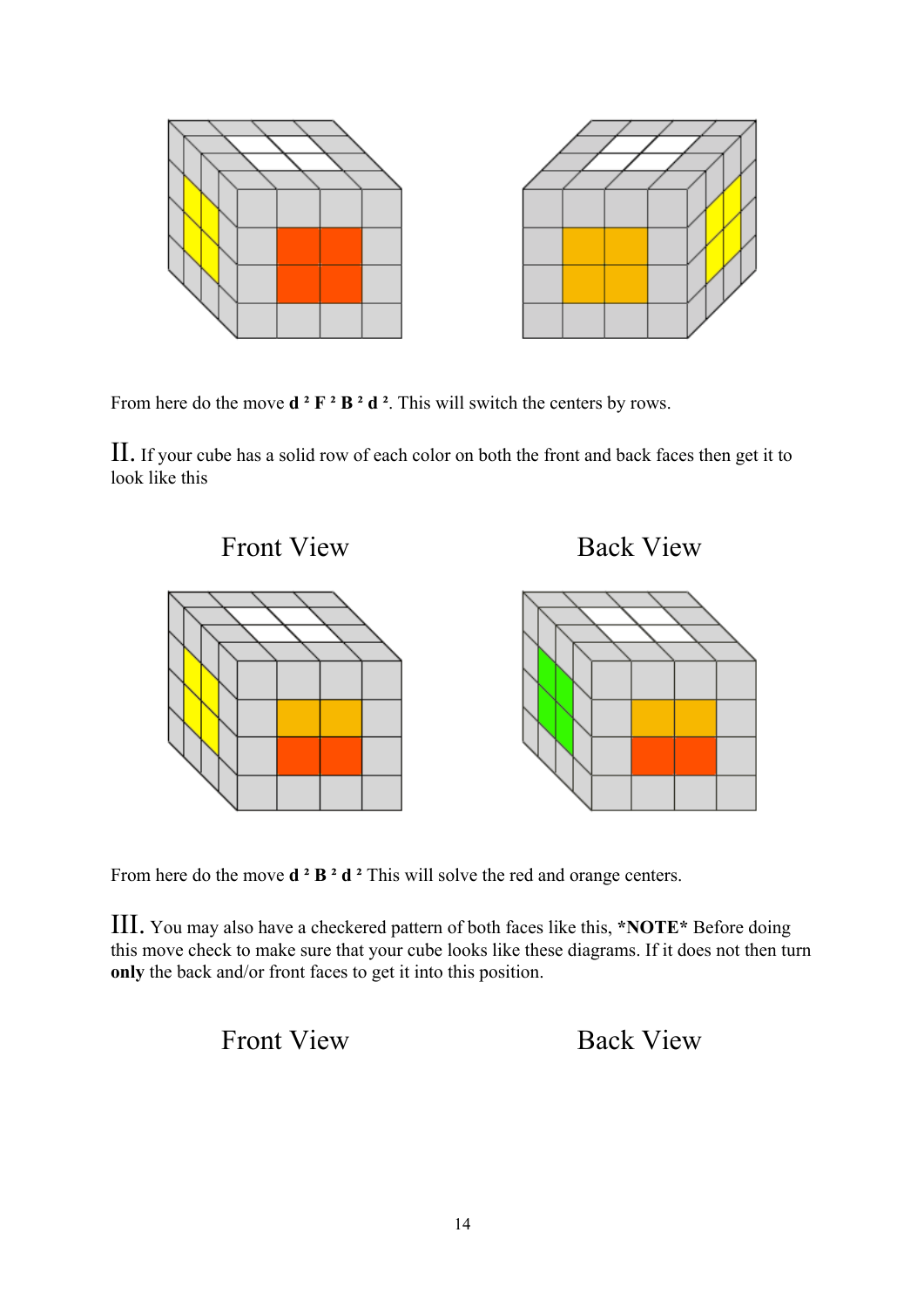From here do the move **d ² F ² B ² d ²**. This will switch the centers by rows.

II. If your cube has a solid row of each color on both the front and back faces then get it to look like this

Front View

Back View

From here do the move **d ² B ² d ²** This will solve the red and orange centers.

III. You may also have a checkered pattern of both faces like this, ***NOTE*** Before doing this move check to make sure that your cube looks like these diagrams. If it does not then turn **only** the back and/or front faces to get it into this position.

Front View

Back View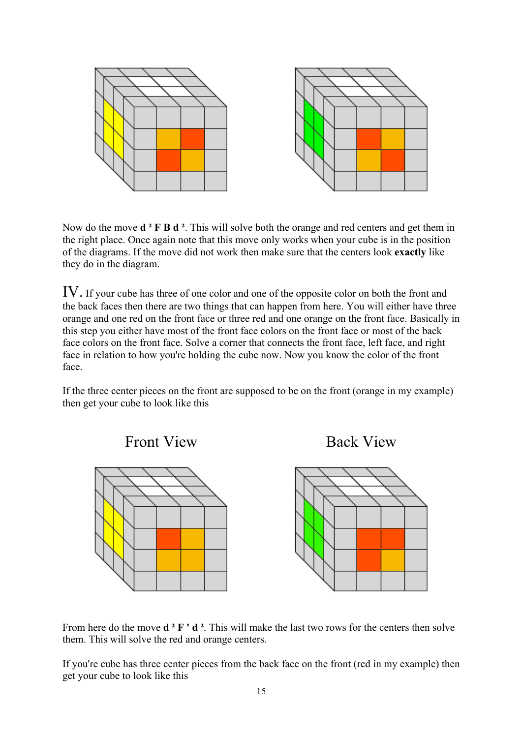Now do the move **d ² F B d ²**. This will solve both the orange and red centers and get them in the right place. Once again note that this move only works when your cube is in the position of the diagrams. If the move did not work then make sure that the centers look **exactly** like they do in the diagram.

IV. If your cube has three of one color and one of the opposite color on both the front and the back faces then there are two things that can happen from here. You will either have three orange and one red on the front face or three red and one orange on the front face. Basically in this step you either have most of the front face colors on the front face or most of the back face colors on the front face. Solve a corner that connects the front face, left face, and right face in relation to how you're holding the cube now. Now you know the color of the front face.

If the three center pieces on the front are supposed to be on the front (orange in my example) then get your cube to look like this

Front View

Back View

From here do the move **d ² F ' d ²**. This will make the last two rows for the centers then solve them. This will solve the red and orange centers.

If you're cube has three center pieces from the back face on the front (red in my example) then get your cube to look like this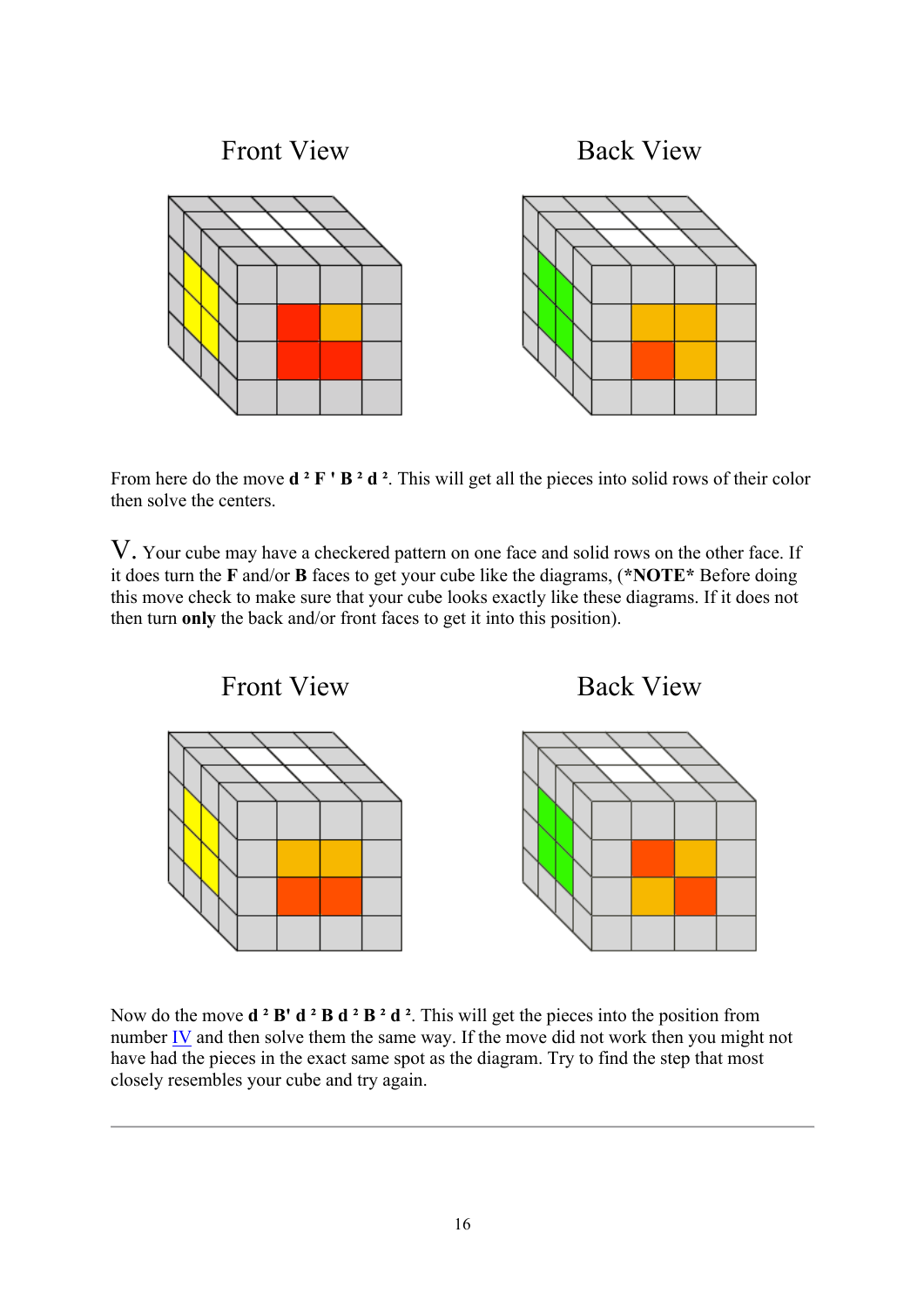Front View

Back View

From here do the move **d ² F ' B ² d ²**. This will get all the pieces into solid rows of their color then solve the centers.

V. Your cube may have a checkered pattern on one face and solid rows on the other face. If it does turn the **F** and/or **B** faces to get your cube like the diagrams, (***NOTE*** Before doing this move check to make sure that your cube looks exactly like these diagrams. If it does not then turn **only** the back and/or front faces to get it into this position).

Front View

Back View

Now do the move **d ² B' d ² B d ² B ² d ²**. This will get the pieces into the position from number IV and then solve them the same way. If the move did not work then you might not have had the pieces in the exact same spot as the diagram. Try to find the step that most closely resembles your cube and try again.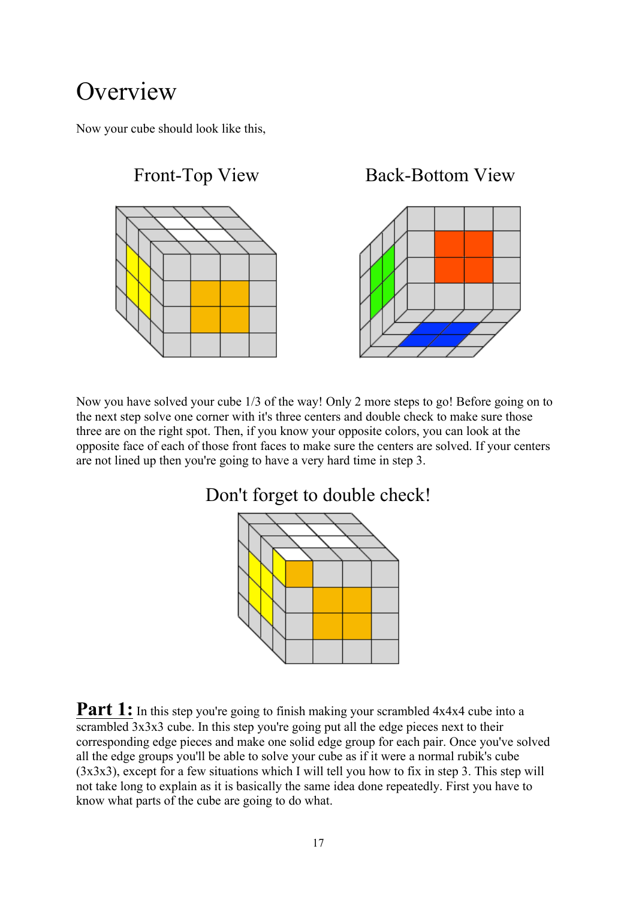# Overview

Now your cube should look like this,

Front-Top View

Back-Bottom View

Now you have solved your cube 1/3 of the way! Only 2 more steps to go! Before going on to the next step solve one corner with it's three centers and double check to make sure those three are on the right spot. Then, if you know your opposite colors, you can look at the opposite face of each of those front faces to make sure the centers are solved. If your centers are not lined up then you're going to have a very hard time in step 3.

Don't forget to double check!

**Part 1:** In this step you're going to finish making your scrambled 4x4x4 cube into a scrambled 3x3x3 cube. In this step you're going put all the edge pieces next to their corresponding edge pieces and make one solid edge group for each pair. Once you've solved all the edge groups you'll be able to solve your cube as if it were a normal rubik's cube (3x3x3), except for a few situations which I will tell you how to fix in step 3. This step will not take long to explain as it is basically the same idea done repeatedly. First you have to know what parts of the cube are going to do what.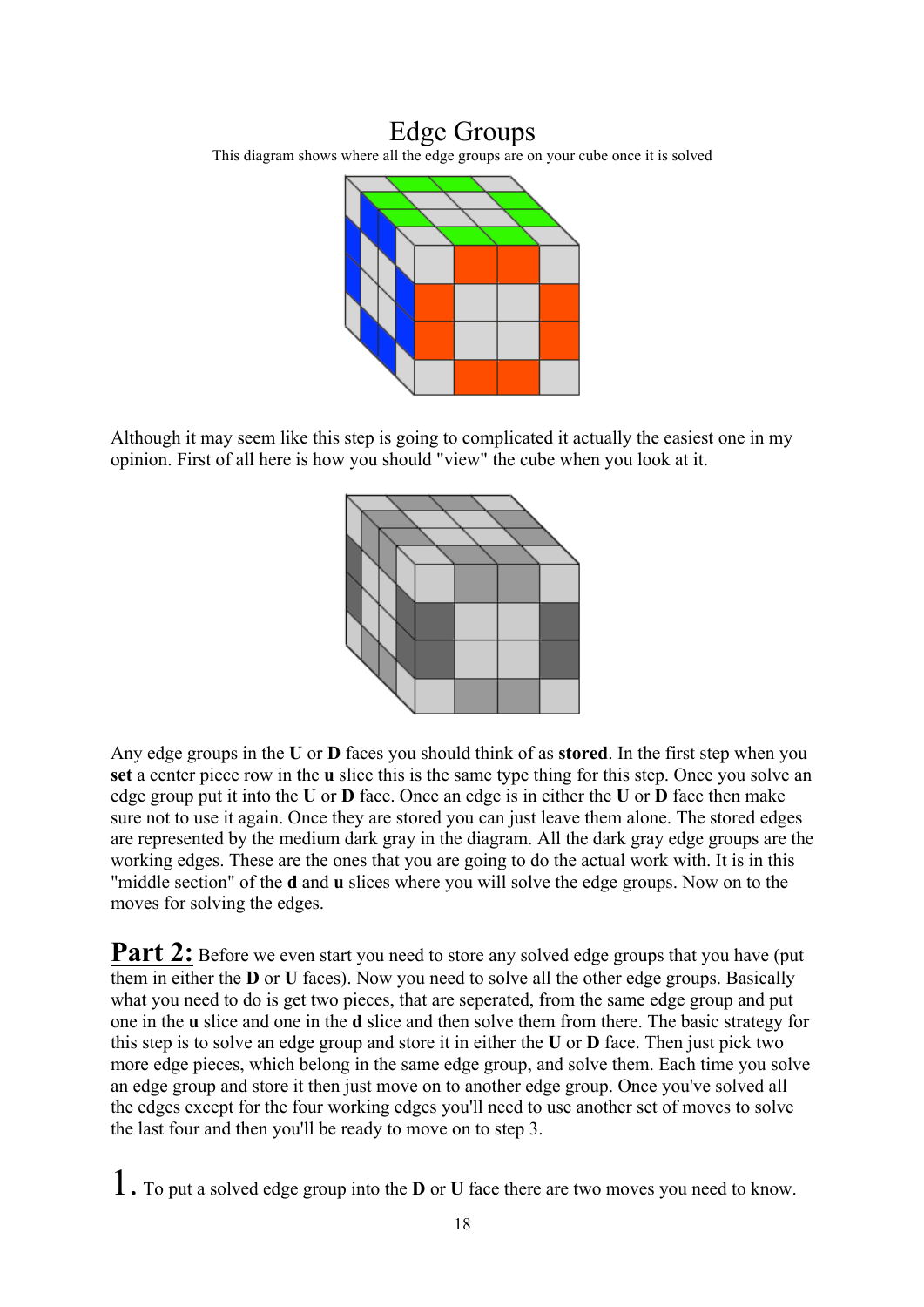# Edge Groups

This diagram shows where all the edge groups are on your cube once it is solved

Although it may seem like this step is going to complicated it actually the easiest one in my opinion. First of all here is how you should "view" the cube when you look at it.

Any edge groups in the **U** or **D** faces you should think of as **stored**. In the first step when you **set** a center piece row in the **u** slice this is the same type thing for this step. Once you solve an edge group put it into the **U** or **D** face. Once an edge is in either the **U** or **D** face then make sure not to use it again. Once they are stored you can just leave them alone. The stored edges are represented by the medium dark gray in the diagram. All the dark gray edge groups are the working edges. These are the ones that you are going to do the actual work with. It is in this "middle section" of the **d** and **u** slices where you will solve the edge groups. Now on to the moves for solving the edges.

**Part 2:** Before we even start you need to store any solved edge groups that you have (put them in either the **D** or **U** faces). Now you need to solve all the other edge groups. Basically what you need to do is get two pieces, that are seperated, from the same edge group and put one in the **u** slice and one in the **d** slice and then solve them from there. The basic strategy for this step is to solve an edge group and store it in either the **U** or **D** face. Then just pick two more edge pieces, which belong in the same edge group, and solve them. Each time you solve an edge group and store it then just move on to another edge group. Once you've solved all the edges except for the four working edges you'll need to use another set of moves to solve the last four and then you'll be ready to move on to step 3.

1. To put a solved edge group into the **D** or **U** face there are two moves you need to know.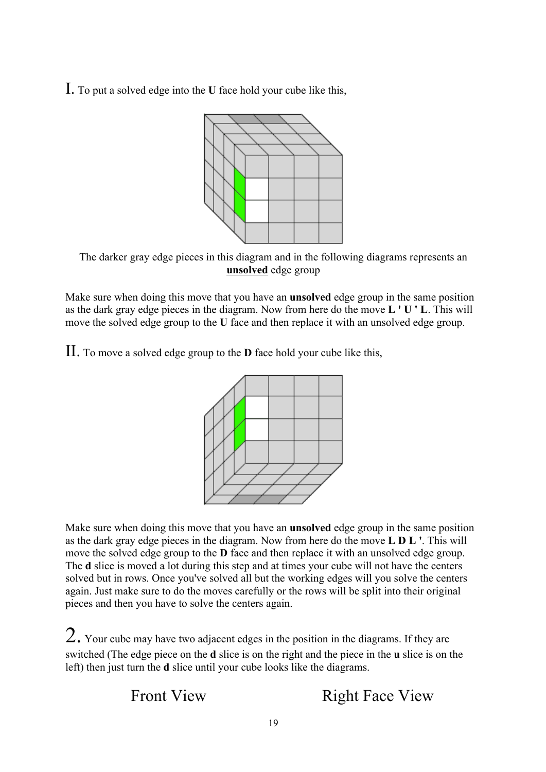I. To put a solved edge into the **U** face hold your cube like this,

The darker gray edge pieces in this diagram and in the following diagrams represents an **unsolved** edge group

Make sure when doing this move that you have an **unsolved** edge group in the same position as the dark gray edge pieces in the diagram. Now from here do the move **L ' U ' L**. This will move the solved edge group to the **U** face and then replace it with an unsolved edge group.

II. To move a solved edge group to the **D** face hold your cube like this,

Make sure when doing this move that you have an **unsolved** edge group in the same position as the dark gray edge pieces in the diagram. Now from here do the move **L D L '**. This will move the solved edge group to the **D** face and then replace it with an unsolved edge group. The **d** slice is moved a lot during this step and at times your cube will not have the centers solved but in rows. Once you've solved all but the working edges will you solve the centers again. Just make sure to do the moves carefully or the rows will be split into their original pieces and then you have to solve the centers again.

2. Your cube may have two adjacent edges in the position in the diagrams. If they are switched (The edge piece on the **d** slice is on the right and the piece in the **u** slice is on the left) then just turn the **d** slice until your cube looks like the diagrams.

Front View Right Face View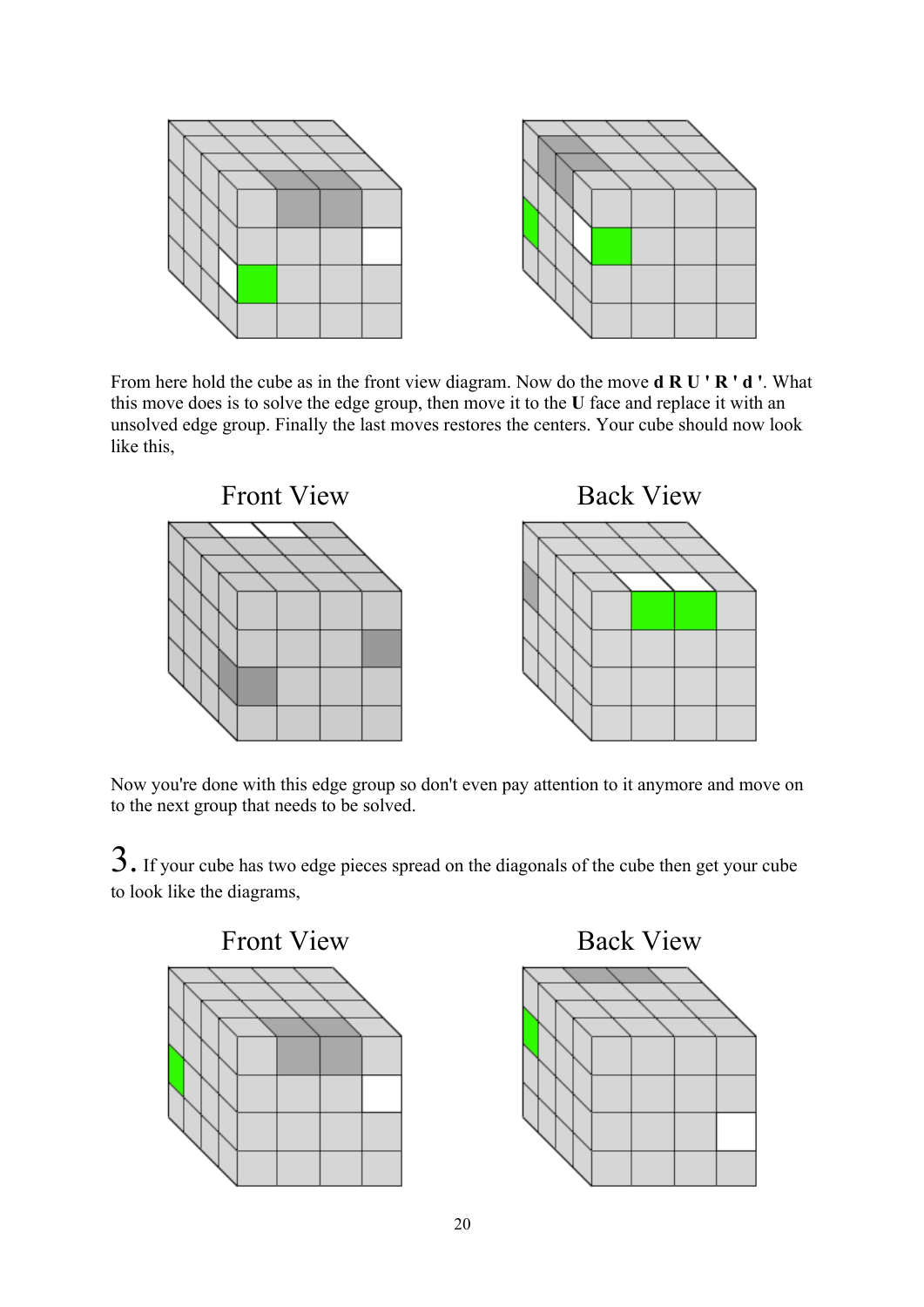From here hold the cube as in the front view diagram. Now do the move **d R U ' R ' d '**. What this move does is to solve the edge group, then move it to the **U** face and replace it with an unsolved edge group. Finally the last moves restores the centers. Your cube should now look like this,

Front View

Back View

Now you're done with this edge group so don't even pay attention to it anymore and move on to the next group that needs to be solved.

3. If your cube has two edge pieces spread on the diagonals of the cube then get your cube to look like the diagrams,

Front View

Back View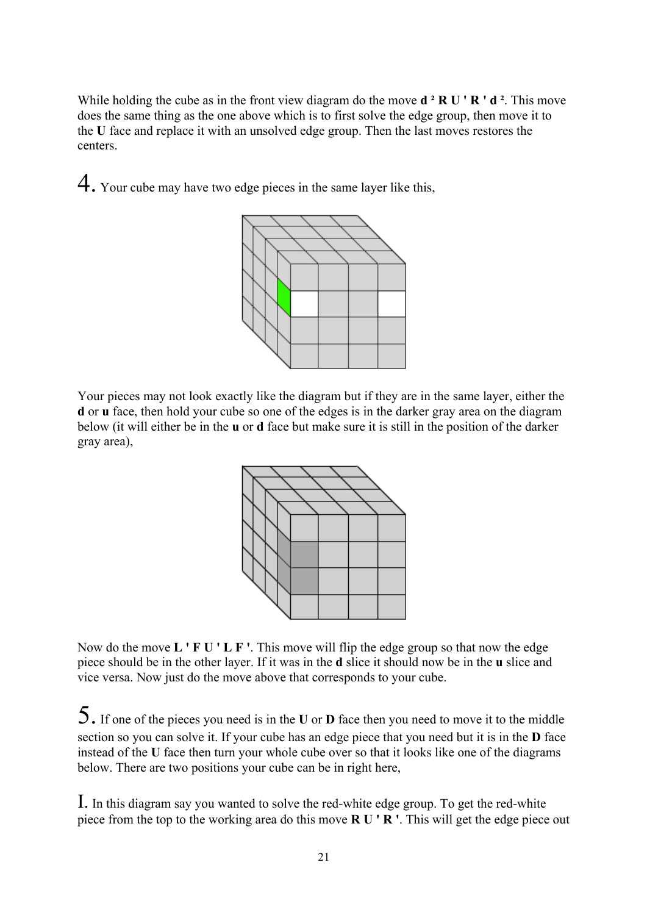While holding the cube as in the front view diagram do the move **d ² R U ' R ' d ²**. This move does the same thing as the one above which is to first solve the edge group, then move it to the **U** face and replace it with an unsolved edge group. Then the last moves restores the centers.

4. Your cube may have two edge pieces in the same layer like this,

Your pieces may not look exactly like the diagram but if they are in the same layer, either the **d** or **u** face, then hold your cube so one of the edges is in the darker gray area on the diagram below (it will either be in the **u** or **d** face but make sure it is still in the position of the darker gray area),

Now do the move **L ' F U ' L F '**. This move will flip the edge group so that now the edge piece should be in the other layer. If it was in the **d** slice it should now be in the **u** slice and vice versa. Now just do the move above that corresponds to your cube.

5. If one of the pieces you need is in the **U** or **D** face then you need to move it to the middle section so you can solve it. If your cube has an edge piece that you need but it is in the **D** face instead of the **U** face then turn your whole cube over so that it looks like one of the diagrams below. There are two positions your cube can be in right here,

I. In this diagram say you wanted to solve the red-white edge group. To get the red-white piece from the top to the working area do this move **R U ' R '**. This will get the edge piece out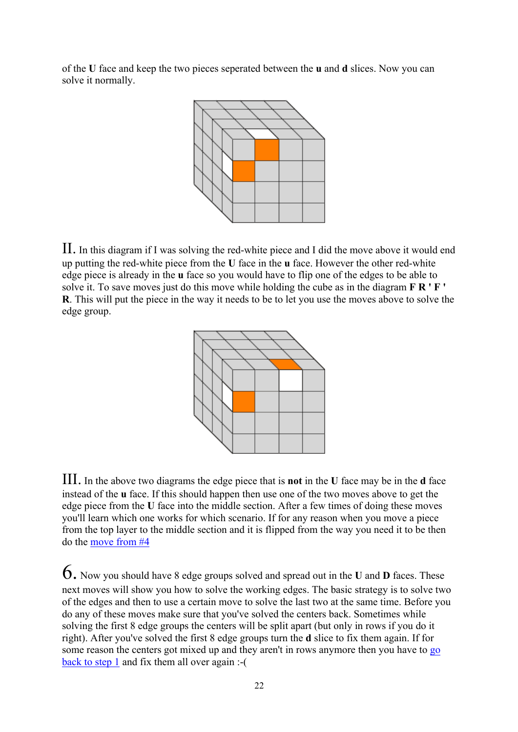of the **U** face and keep the two pieces seperated between the **u** and **d** slices. Now you can solve it normally.

II. In this diagram if I was solving the red-white piece and I did the move above it would end up putting the red-white piece from the **U** face in the **u** face. However the other red-white edge piece is already in the **u** face so you would have to flip one of the edges to be able to solve it. To save moves just do this move while holding the cube as in the diagram **F R ' F ' R**. This will put the piece in the way it needs to be to let you use the moves above to solve the edge group.

III. In the above two diagrams the edge piece that is **not** in the **U** face may be in the **d** face instead of the **u** face. If this should happen then use one of the two moves above to get the edge piece from the **U** face into the middle section. After a few times of doing these moves you'll learn which one works for which scenario. If for any reason when you move a piece from the top layer to the middle section and it is flipped from the way you need it to be then do the move from #4

6. Now you should have 8 edge groups solved and spread out in the **U** and **D** faces. These next moves will show you how to solve the working edges. The basic strategy is to solve two of the edges and then to use a certain move to solve the last two at the same time. Before you do any of these moves make sure that you've solved the centers back. Sometimes while solving the first 8 edge groups the centers will be split apart (but only in rows if you do it right). After you've solved the first 8 edge groups turn the **d** slice to fix them again. If for some reason the centers got mixed up and they aren't in rows anymore then you have to go back to step 1 and fix them all over again :-(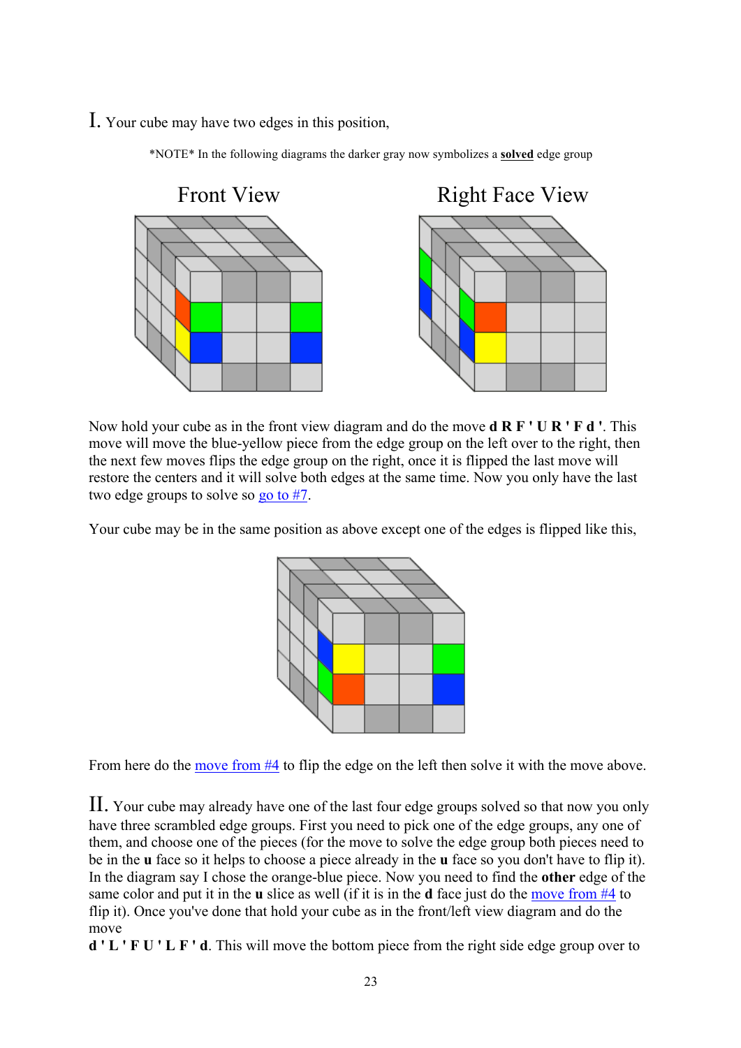I. Your cube may have two edges in this position,

*NOTE* In the following diagrams the darker gray now symbolizes a **solved** edge group

Front View                Right Face View

Now hold your cube as in the front view diagram and do the move **d R F ' U R ' F d '**. This move will move the blue-yellow piece from the edge group on the left over to the right, then the next few moves flips the edge group on the right, once it is flipped the last move will restore the centers and it will solve both edges at the same time. Now you only have the last two edge groups to solve so go to #7.

Your cube may be in the same position as above except one of the edges is flipped like this,

From here do the move from #4 to flip the edge on the left then solve it with the move above.

II. Your cube may already have one of the last four edge groups solved so that now you only have three scrambled edge groups. First you need to pick one of the edge groups, any one of them, and choose one of the pieces (for the move to solve the edge group both pieces need to be in the **u** face so it helps to choose a piece already in the **u** face so you don't have to flip it). In the diagram say I chose the orange-blue piece. Now you need to find the **other** edge of the same color and put it in the **u** slice as well (if it is in the **d** face just do the move from #4 to flip it). Once you've done that hold your cube as in the front/left view diagram and do the move
**d ' L ' F U ' L F ' d**. This will move the bottom piece from the right side edge group over to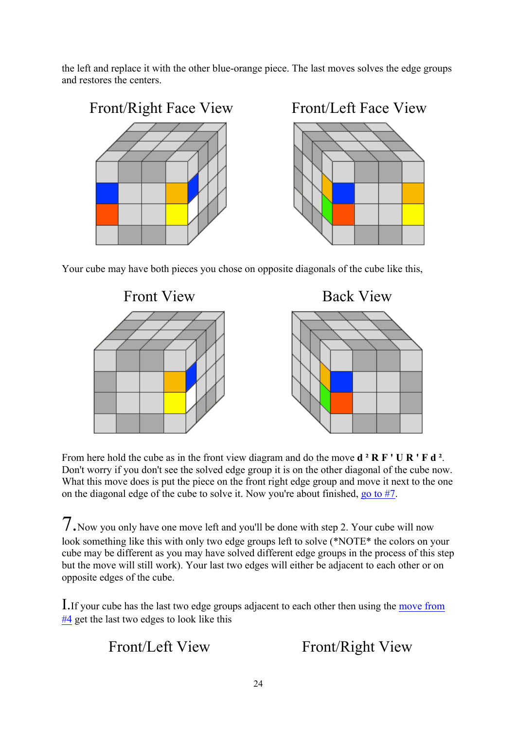the left and replace it with the other blue-orange piece. The last moves solves the edge groups and restores the centers.

Front/Right Face View

Front/Left Face View

Your cube may have both pieces you chose on opposite diagonals of the cube like this,

Front View

Back View

From here hold the cube as in the front view diagram and do the move **d ² R F ' U R ' F d ²**. Don't worry if you don't see the solved edge group it is on the other diagonal of the cube now. What this move does is put the piece on the front right edge group and move it next to the one on the diagonal edge of the cube to solve it. Now you're about finished, [go to #7](#).

7. Now you only have one move left and you'll be done with step 2. Your cube will now look something like this with only two edge groups left to solve (*NOTE* the colors on your cube may be different as you may have solved different edge groups in the process of this step but the move will still work). Your last two edges will either be adjacent to each other or on opposite edges of the cube.

I. If your cube has the last two edge groups adjacent to each other then using the [move from #4](#) get the last two edges to look like this

Front/Left View

Front/Right View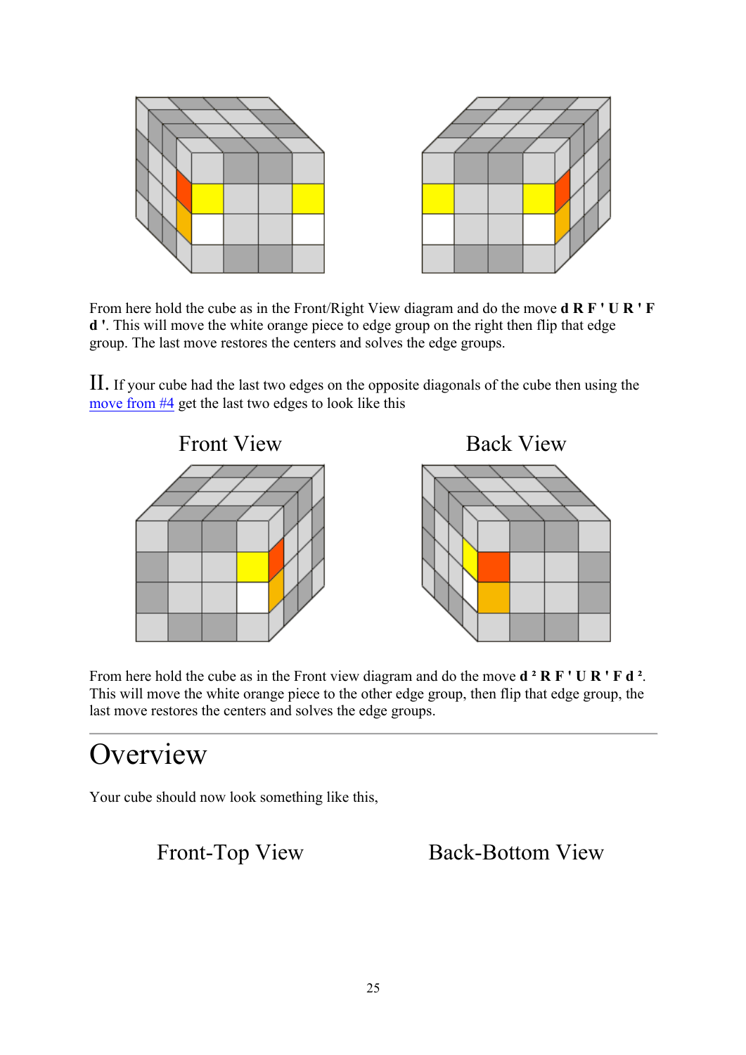From here hold the cube as in the Front/Right View diagram and do the move **d R F ' U R ' F d '**. This will move the white orange piece to edge group on the right then flip that edge group. The last move restores the centers and solves the edge groups.

II. If your cube had the last two edges on the opposite diagonals of the cube then using the [move from #4](#) get the last two edges to look like this

Front View    Back View

From here hold the cube as in the Front view diagram and do the move **d ² R F ' U R ' F d ²**. This will move the white orange piece to the other edge group, then flip that edge group, the last move restores the centers and solves the edge groups.

---

# Overview

Your cube should now look something like this,

Front-Top View    Back-Bottom View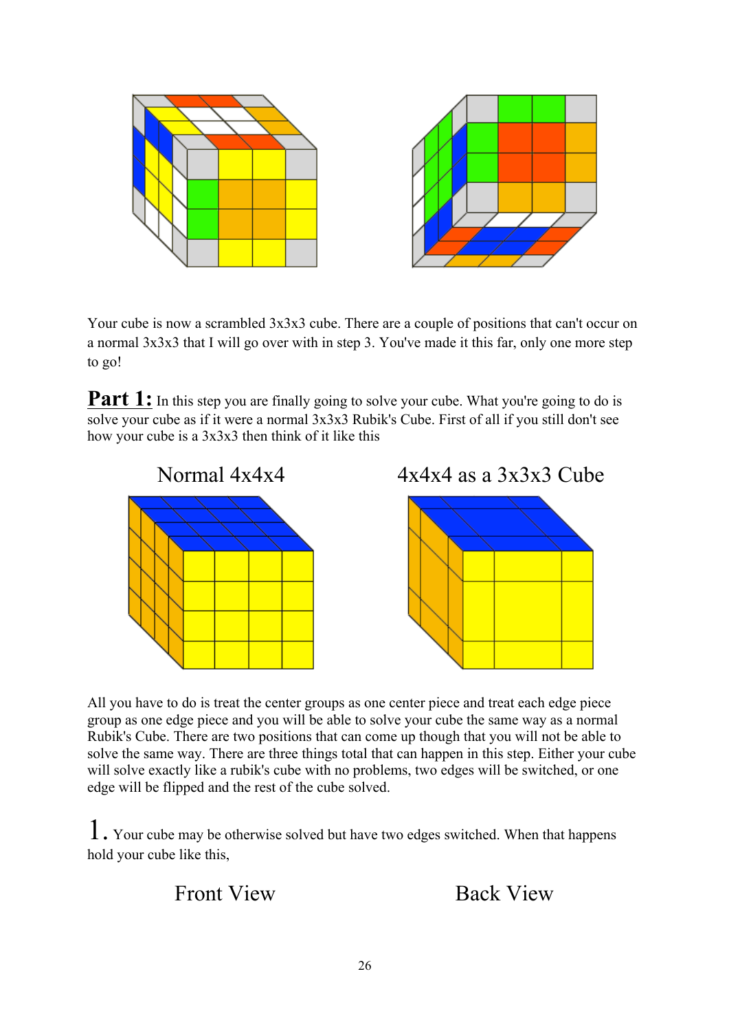Your cube is now a scrambled 3x3x3 cube. There are a couple of positions that can't occur on a normal 3x3x3 that I will go over with in step 3. You've made it this far, only one more step to go!

**Part 1:** In this step you are finally going to solve your cube. What you're going to do is solve your cube as if it were a normal 3x3x3 Rubik's Cube. First of all if you still don't see how your cube is a 3x3x3 then think of it like this

Normal 4x4x4

4x4x4 as a 3x3x3 Cube

All you have to do is treat the center groups as one center piece and treat each edge piece group as one edge piece and you will be able to solve your cube the same way as a normal Rubik's Cube. There are two positions that can come up though that you will not be able to solve the same way. There are three things total that can happen in this step. Either your cube will solve exactly like a rubik's cube with no problems, two edges will be switched, or one edge will be flipped and the rest of the cube solved.

1. Your cube may be otherwise solved but have two edges switched. When that happens hold your cube like this,

Front View

Back View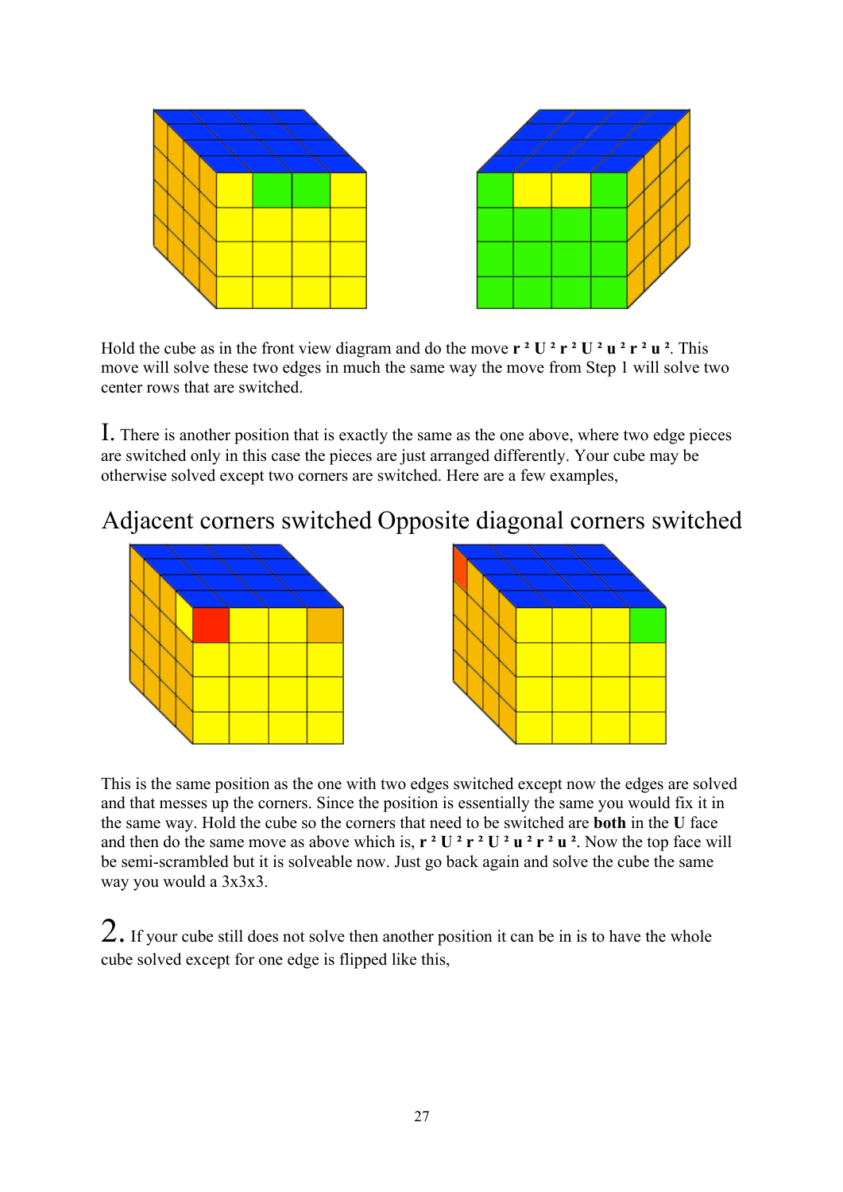Hold the cube as in the front view diagram and do the move **r ² U ² r ² U ² u ² r ² u ²**. This move will solve these two edges in much the same way the move from Step 1 will solve two center rows that are switched.

1. There is another position that is exactly the same as the one above, where two edge pieces are switched only in this case the pieces are just arranged differently. Your cube may be otherwise solved except two corners are switched. Here are a few examples,

## Adjacent corners switched Opposite diagonal corners switched

This is the same position as the one with two edges switched except now the edges are solved and that messes up the corners. Since the position is essentially the same you would fix it in the same way. Hold the cube so the corners that need to be switched are **both** in the **U** face and then do the same move as above which is, **r ² U ² r ² U ² u ² r ² u ²**. Now the top face will be semi-scrambled but it is solveable now. Just go back again and solve the cube the same way you would a 3x3x3.

2. If your cube still does not solve then another position it can be in is to have the whole cube solved except for one edge is flipped like this,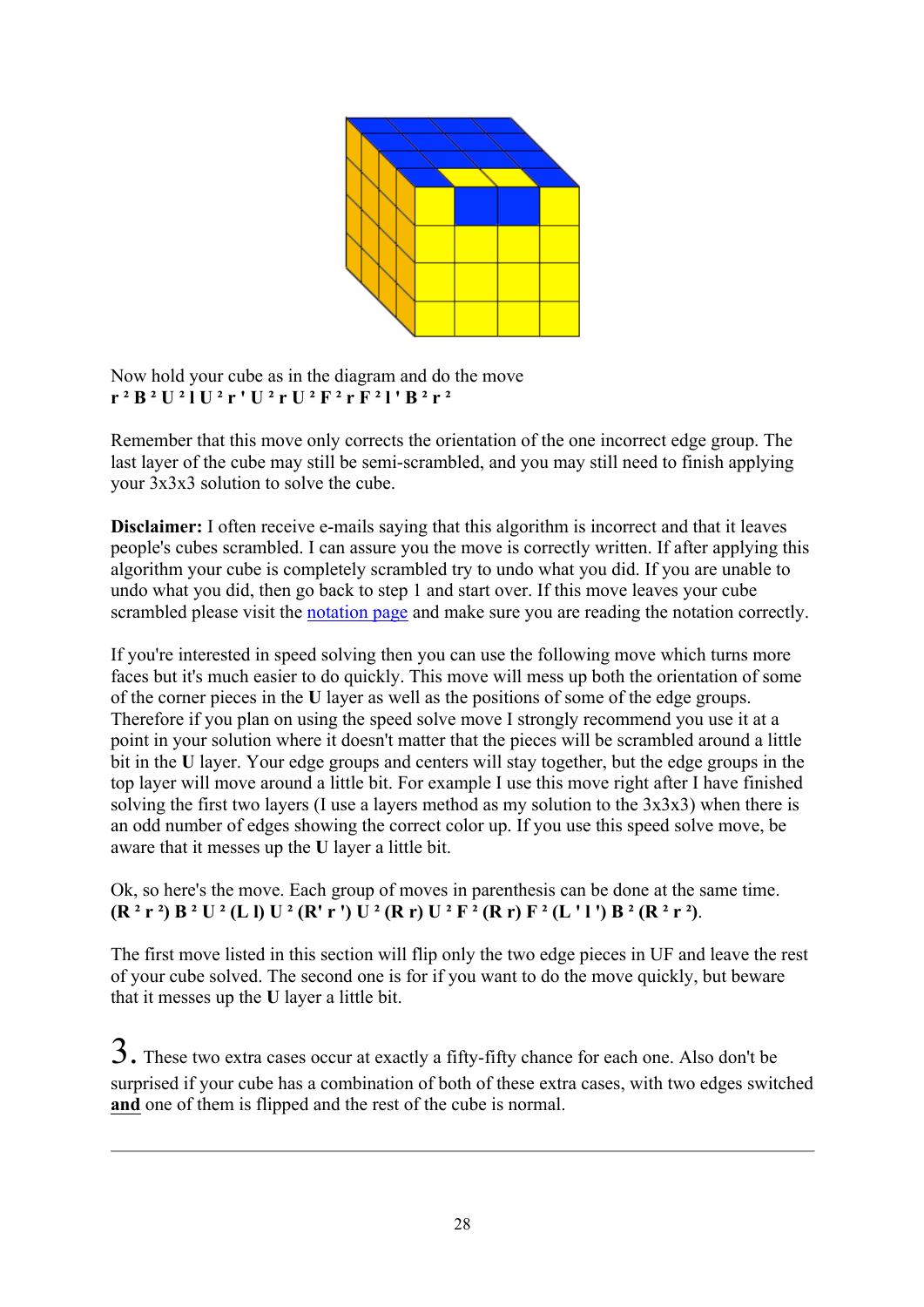Now hold your cube as in the diagram and do the move
**r ² B ² U ² l U ² r ' U ² r U ² F ² r F ² l ' B ² r ²**

Remember that this move only corrects the orientation of the one incorrect edge group. The last layer of the cube may still be semi-scrambled, and you may still need to finish applying your 3x3x3 solution to solve the cube.

**Disclaimer:** I often receive e-mails saying that this algorithm is incorrect and that it leaves people's cubes scrambled. I can assure you the move is correctly written. If after applying this algorithm your cube is completely scrambled try to undo what you did. If you are unable to undo what you did, then go back to step 1 and start over. If this move leaves your cube scrambled please visit the notation page and make sure you are reading the notation correctly.

If you're interested in speed solving then you can use the following move which turns more faces but it's much easier to do quickly. This move will mess up both the orientation of some of the corner pieces in the **U** layer as well as the positions of some of the edge groups. Therefore if you plan on using the speed solve move I strongly recommend you use it at a point in your solution where it doesn't matter that the pieces will be scrambled around a little bit in the **U** layer. Your edge groups and centers will stay together, but the edge groups in the top layer will move around a little bit. For example I use this move right after I have finished solving the first two layers (I use a layers method as my solution to the 3x3x3) when there is an odd number of edges showing the correct color up. If you use this speed solve move, be aware that it messes up the **U** layer a little bit.

Ok, so here's the move. Each group of moves in parenthesis can be done at the same time.
**(R ² r ²) B ² U ² (L l) U ² (R' r ') U ² (R r) U ² F ² (R r) F ² (L ' l ') B ² (R ² r ²)**.

The first move listed in this section will flip only the two edge pieces in UF and leave the rest of your cube solved. The second one is for if you want to do the move quickly, but beware that it messes up the **U** layer a little bit.

3. These two extra cases occur at exactly a fifty-fifty chance for each one. Also don't be surprised if your cube has a combination of both of these extra cases, with two edges switched **and** one of them is flipped and the rest of the cube is normal.

---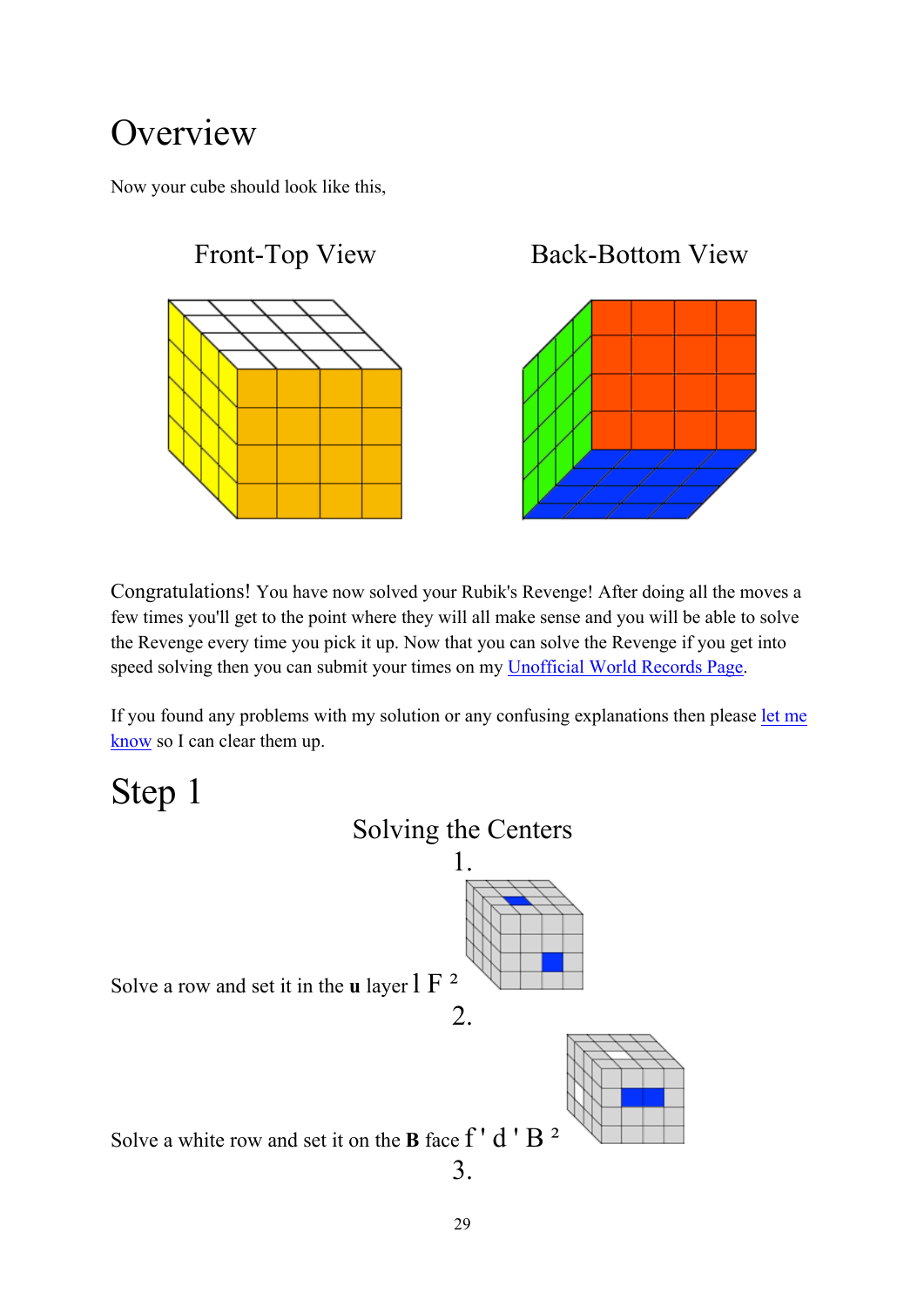# Overview

Now your cube should look like this,

Front-Top View                Back-Bottom View

Congratulations! You have now solved your Rubik's Revenge! After doing all the moves a few times you'll get to the point where they will all make sense and you will be able to solve the Revenge every time you pick it up. Now that you can solve the Revenge if you get into speed solving then you can submit your times on my Unofficial World Records Page.

If you found any problems with my solution or any confusing explanations then please let me know so I can clear them up.

# Step 1

## Solving the Centers

1.

Solve a row and set it in the **u** layer l F ²

2.

Solve a white row and set it on the **B** face f ' d ' B ²

3.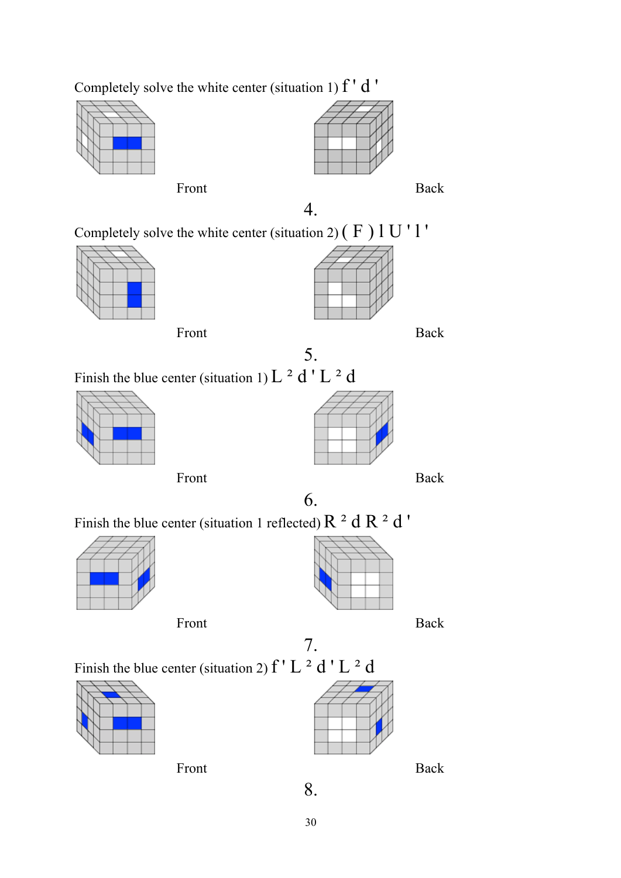Completely solve the white center (situation 1) f ' d '

Front Back

4.

Completely solve the white center (situation 2) ( F ) l U ' l '

Front Back

5.

Finish the blue center (situation 1) L ² d ' L ² d

Front Back

6.

Finish the blue center (situation 1 reflected) R ² d R ² d '

Front Back

7.

Finish the blue center (situation 2) f ' L ² d ' L ² d

Front Back

8.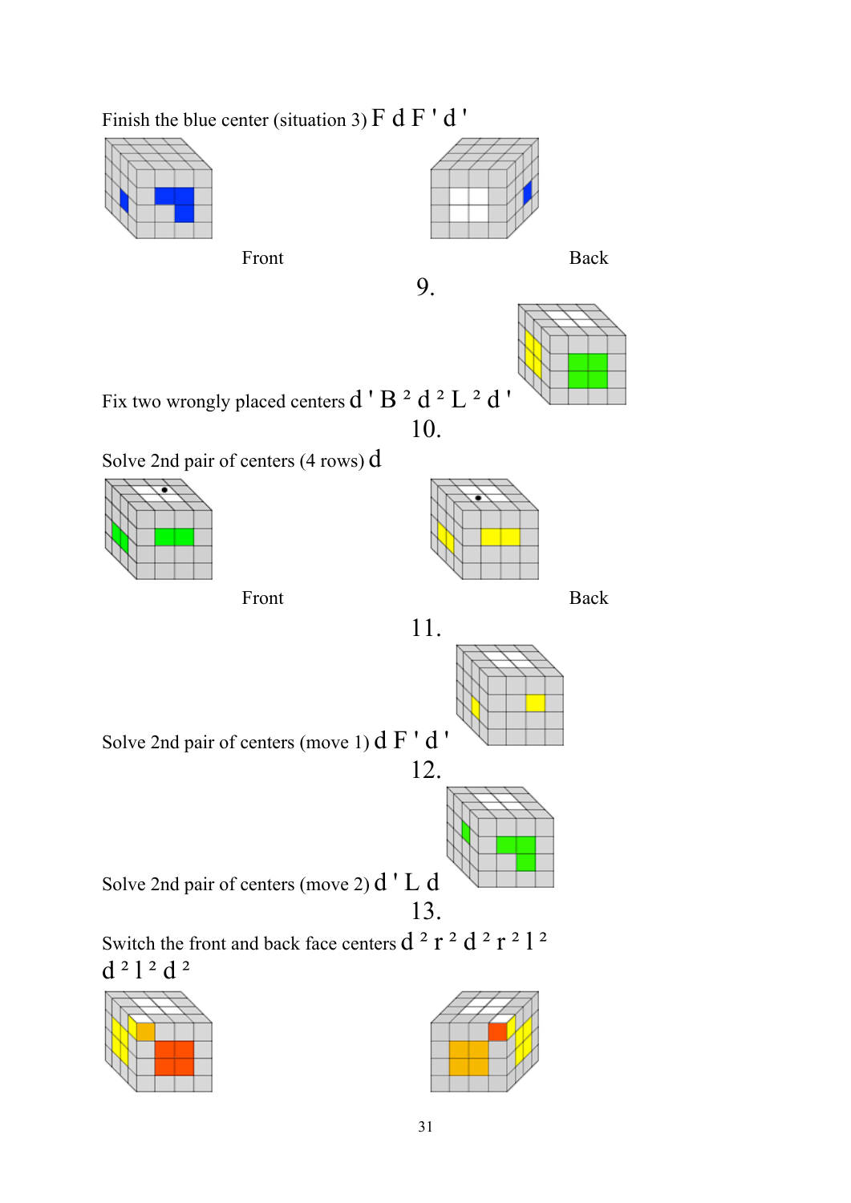Finish the blue center (situation 3) F d F ' d '

Front

Back

9.

Fix two wrongly placed centers d ' B ² d ² L ² d '

10.

Solve 2nd pair of centers (4 rows) d

Front

Back

11.

Solve 2nd pair of centers (move 1) d F ' d '

12.

Solve 2nd pair of centers (move 2) d ' L d

13.

Switch the front and back face centers d ² r ² d ² r ² l ² d ² l ² d ²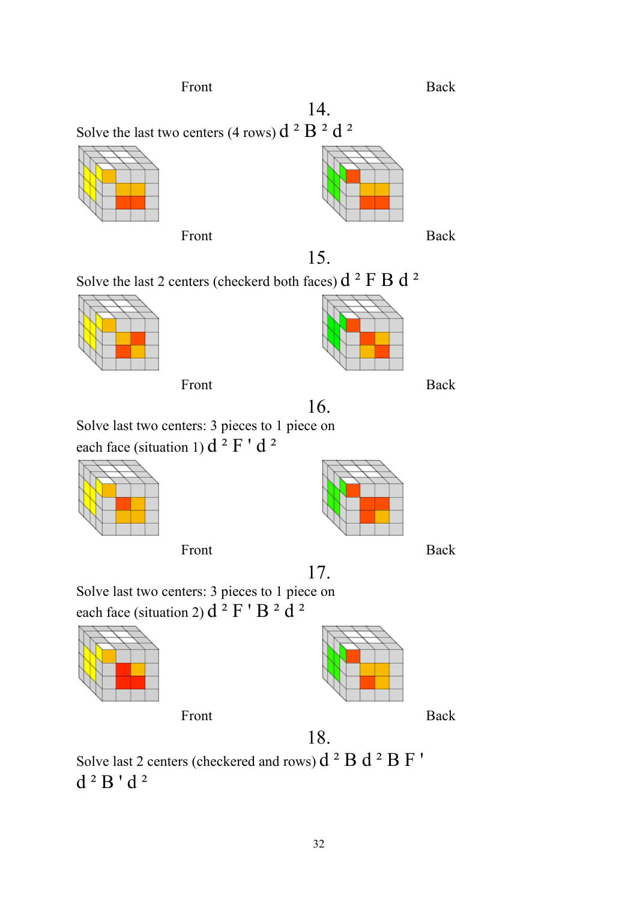Front Back

14.

Solve the last two centers (4 rows) d ² B ² d ²

Front Back

15.

Solve the last 2 centers (checkerd both faces) d ² F B d ²

Front Back

16.

Solve last two centers: 3 pieces to 1 piece on each face (situation 1) d ² F ' d ²

Front Back

17.

Solve last two centers: 3 pieces to 1 piece on each face (situation 2) d ² F ' B ² d ²

Front Back

18.

Solve last 2 centers (checkered and rows) d ² B d ² B F ' d ² B ' d ²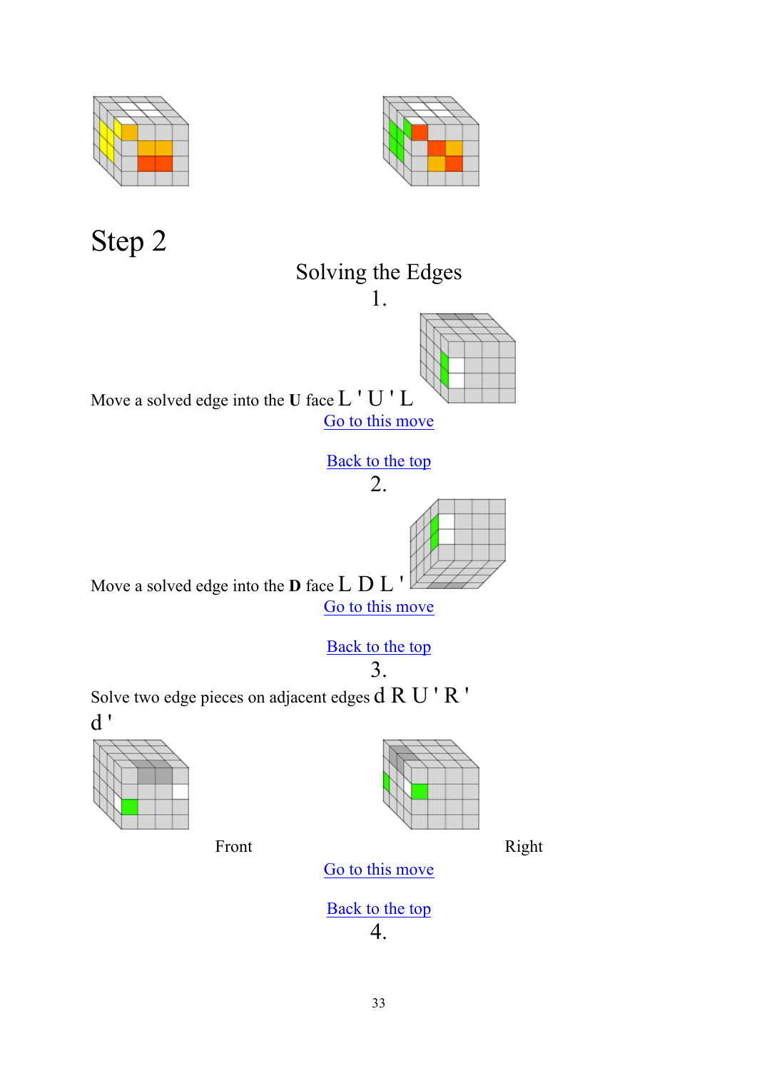# Step 2

Solving the Edges

1.

Move a solved edge into the **U** face L ' U ' L

Go to this move

Back to the top

2.

Move a solved edge into the **D** face L D L '

Go to this move

Back to the top

3.

Solve two edge pieces on adjacent edges d R U ' R ' d '

Front

Right

Go to this move

Back to the top

4.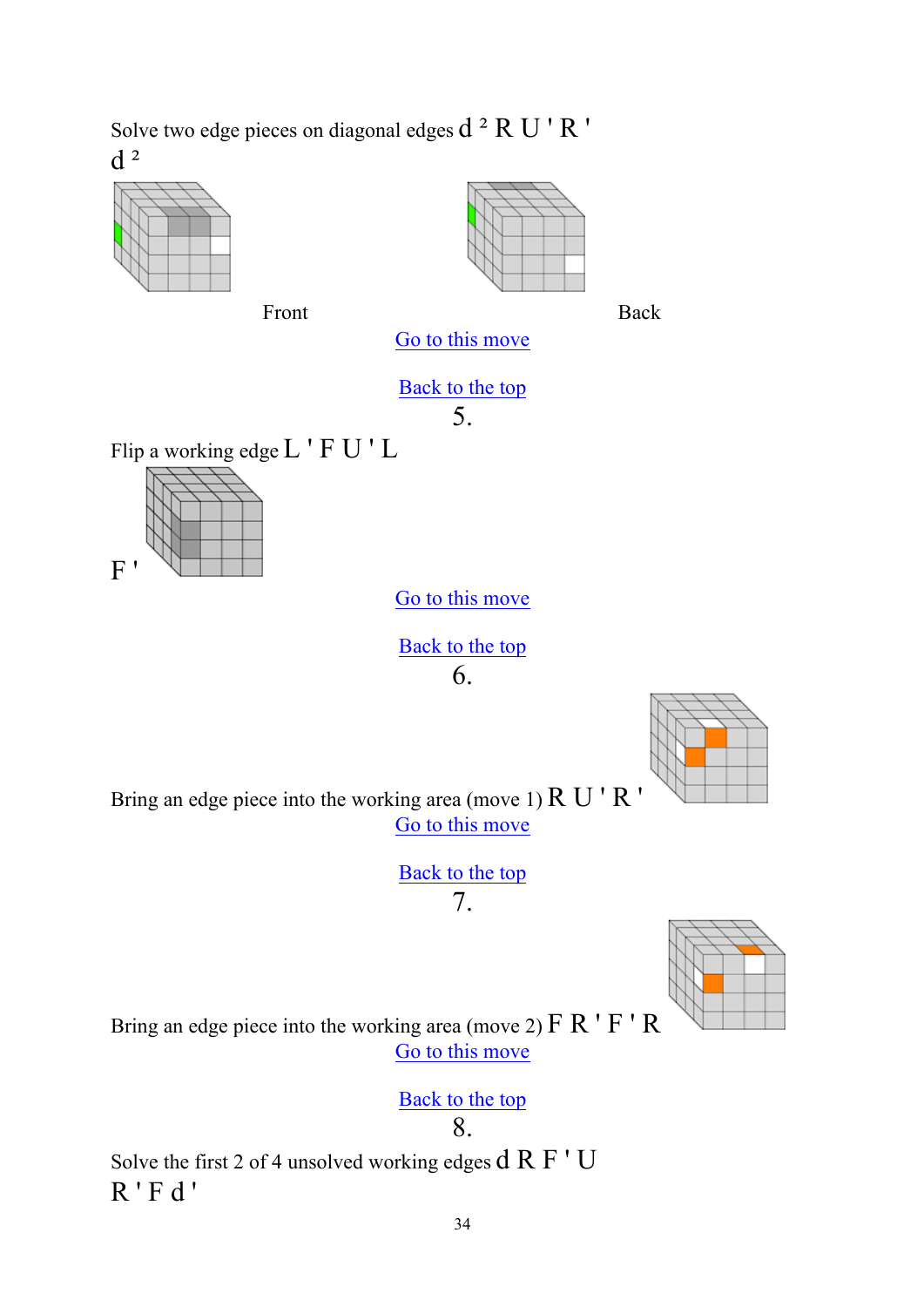Solve two edge pieces on diagonal edges d ² R U ' R ' d ²

Front

Back

Go to this move

Back to the top

5.

Flip a working edge L ' F U ' L

F '

Go to this move

Back to the top

6.

Bring an edge piece into the working area (move 1) R U ' R '

Go to this move

Back to the top

7.

Bring an edge piece into the working area (move 2) F R ' F ' R

Go to this move

Back to the top

8.

Solve the first 2 of 4 unsolved working edges d R F ' U R ' F d '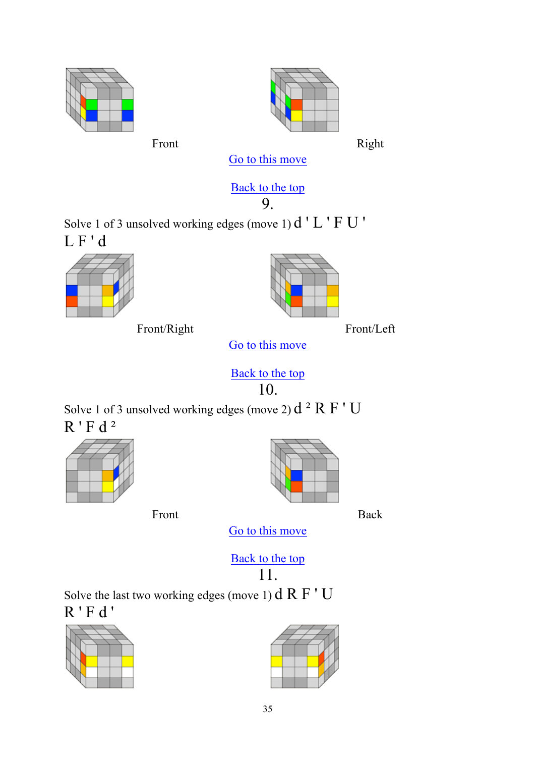Front                                                                 Right

Go to this move

Back to the top

9.

Solve 1 of 3 unsolved working edges (move 1) d ' L ' F U ' L F ' d

Front/Right                                                                 Front/Left

Go to this move

Back to the top

10.

Solve 1 of 3 unsolved working edges (move 2) $d^2$ R F ' U R ' F $d^2$

Front                                                                 Back

Go to this move

Back to the top

11.

Solve the last two working edges (move 1) d R F ' U R ' F d '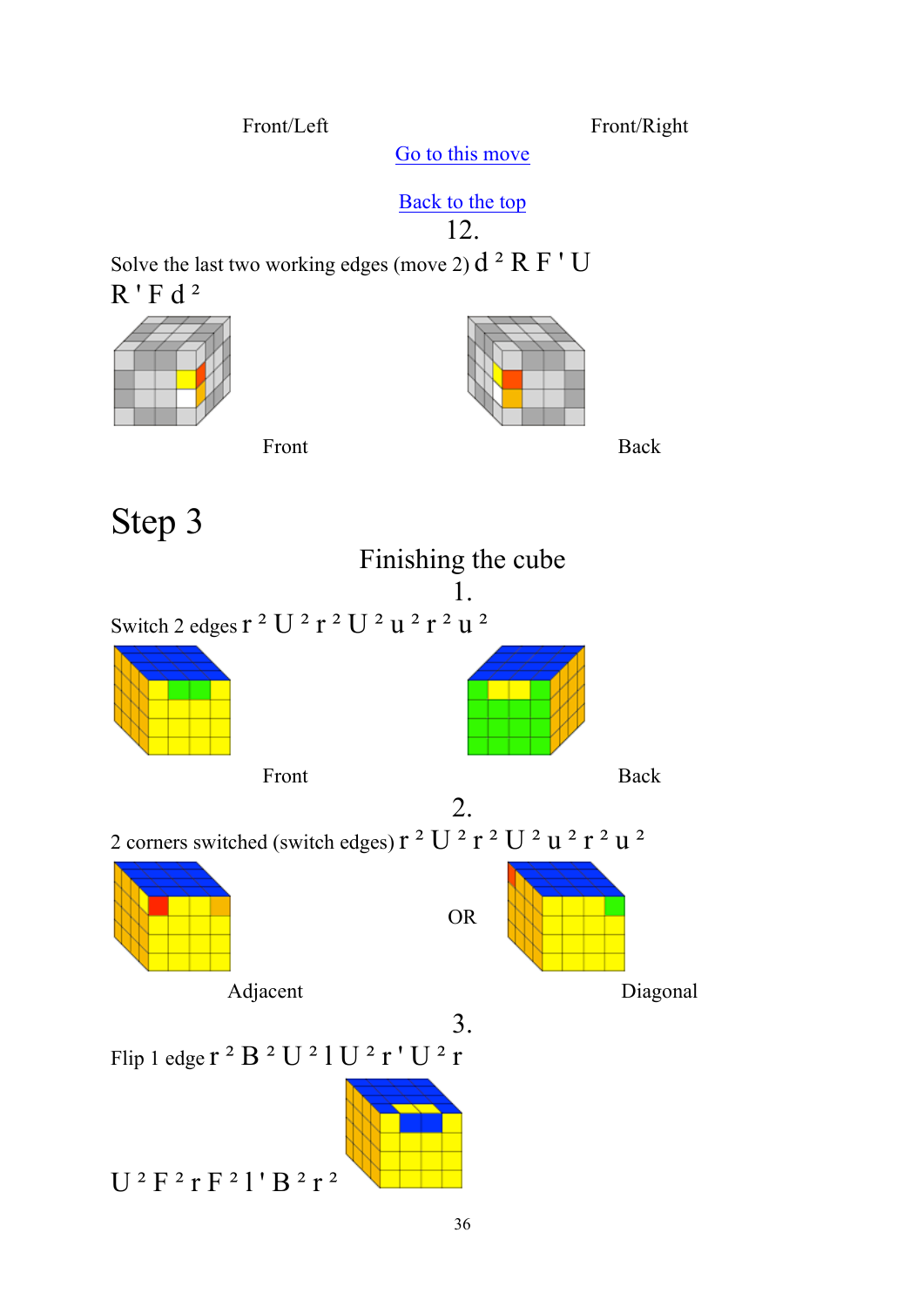Front/Left

Front/Right

Go to this move

Back to the top

12.

Solve the last two working edges (move 2) d ² R F ' U R ' F d ²

Front

Back

# Step 3

## Finishing the cube

1.

Switch 2 edges r ² U ² r ² U ² u ² r ² u ²

Front

Back

2.

2 corners switched (switch edges) r ² U ² r ² U ² u ² r ² u ²

Adjacent

OR

Diagonal

3.

Flip 1 edge r ² B ² U ² l U ² r ' U ² r U ² F ² r F ² l ' B ² r ²